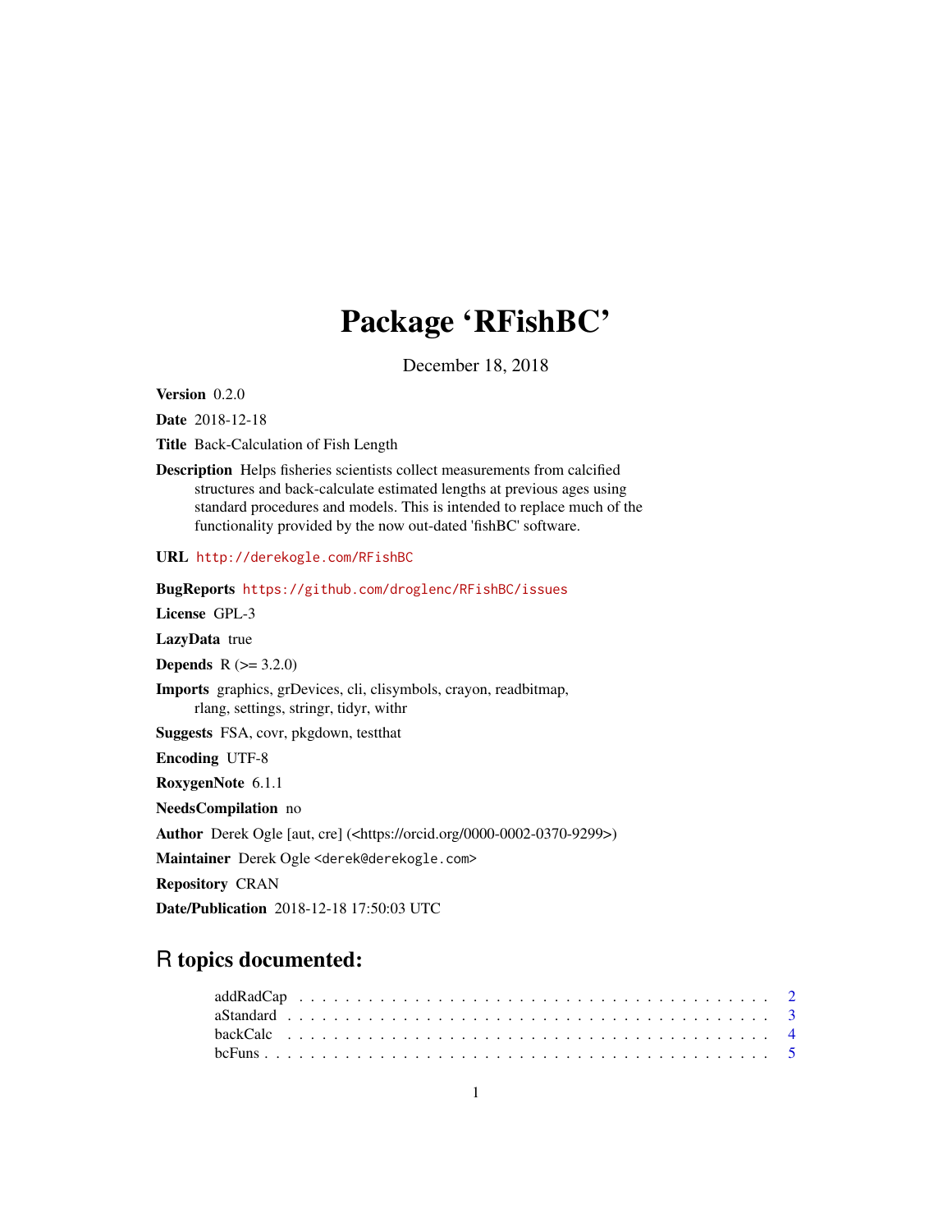# Package 'RFishBC'

December 18, 2018

**Version** 0.2.0

**Date** 2018-12-18

**Title** Back-Calculation of Fish Length

**Description** Helps fisheries scientists collect measurements from calcified structures and back-calculate estimated lengths at previous ages using standard procedures and models. This is intended to replace much of the functionality provided by the now out-dated 'fishBC' software.

**URL** http://derekogle.com/RFishBC

**BugReports** https://github.com/droglenc/RFishBC/issues

**License** GPL-3

**LazyData** true

**Depends** R (>= 3.2.0)

**Imports** graphics, grDevices, cli, clisymbols, crayon, readbitmap, rlang, settings, stringr, tidyr, withr

**Suggests** FSA, covr, pkgdown, testthat

**Encoding** UTF-8

**RoxygenNote** 6.1.1

**NeedsCompilation** no

**Author** Derek Ogle [aut, cre] (<https://orcid.org/0000-0002-0370-9299>)

**Maintainer** Derek Ogle <derek@derekogle.com>

**Repository** CRAN

**Date/Publication** 2018-12-18 17:50:03 UTC

## R topics documented:

addRadCap . . . . . . . . . . . . . . . . . . . . . . . . . . . . . . . . . . . . . . . . 2
aStandard . . . . . . . . . . . . . . . . . . . . . . . . . . . . . . . . . . . . . . . . 3
backCalc . . . . . . . . . . . . . . . . . . . . . . . . . . . . . . . . . . . . . . . . 4
bcFuns . . . . . . . . . . . . . . . . . . . . . . . . . . . . . . . . . . . . . . . . . 5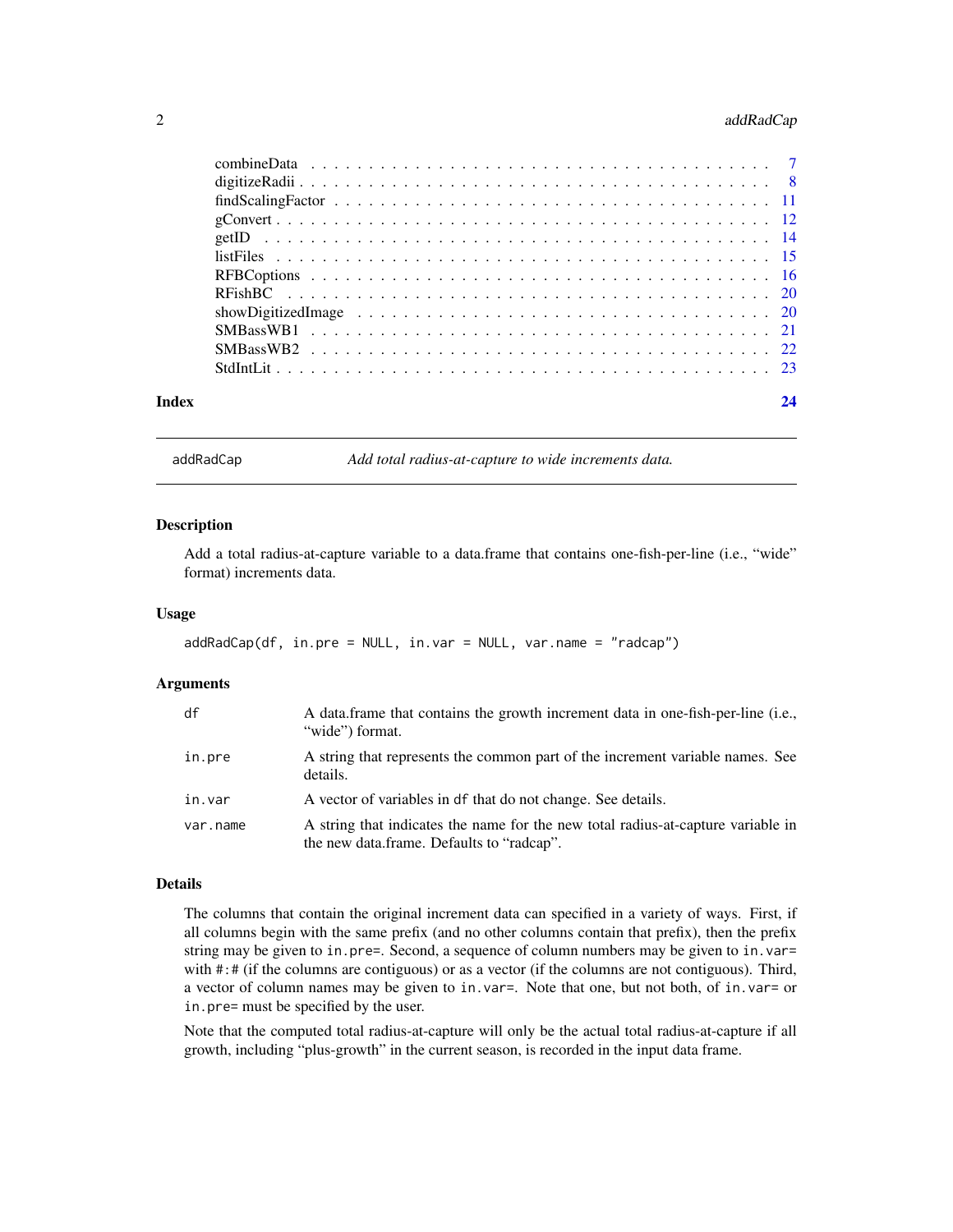combineData . . . . . . . . . . . . . . . . . . . . . . . . . . . . . . . . . . . . . 7
digitizeRadii . . . . . . . . . . . . . . . . . . . . . . . . . . . . . . . . . . . . . 8
findScalingFactor . . . . . . . . . . . . . . . . . . . . . . . . . . . . . . . . . . 11
gConvert . . . . . . . . . . . . . . . . . . . . . . . . . . . . . . . . . . . . . . . 12
getID . . . . . . . . . . . . . . . . . . . . . . . . . . . . . . . . . . . . . . . . . 14
listFiles . . . . . . . . . . . . . . . . . . . . . . . . . . . . . . . . . . . . . . . 15
RFBCoptions . . . . . . . . . . . . . . . . . . . . . . . . . . . . . . . . . . . . . 16
RFishBC . . . . . . . . . . . . . . . . . . . . . . . . . . . . . . . . . . . . . . . 20
showDigitizedImage . . . . . . . . . . . . . . . . . . . . . . . . . . . . . . . . . 20
SMBassWB1 . . . . . . . . . . . . . . . . . . . . . . . . . . . . . . . . . . . . . 21
SMBassWB2 . . . . . . . . . . . . . . . . . . . . . . . . . . . . . . . . . . . . . 22
StdIntLit . . . . . . . . . . . . . . . . . . . . . . . . . . . . . . . . . . . . . . . 23

**Index** **24**

---

## addRadCap — *Add total radius-at-capture to wide increments data.*

---

### Description

Add a total radius-at-capture variable to a data.frame that contains one-fish-per-line (i.e., "wide" format) increments data.

### Usage

```
addRadCap(df, in.pre = NULL, in.var = NULL, var.name = "radcap")
```

### Arguments

| | |
|---|---|
| `df` | A data.frame that contains the growth increment data in one-fish-per-line (i.e., "wide") format. |
| `in.pre` | A string that represents the common part of the increment variable names. See details. |
| `in.var` | A vector of variables in `df` that do not change. See details. |
| `var.name` | A string that indicates the name for the new total radius-at-capture variable in the new data.frame. Defaults to "radcap". |

### Details

The columns that contain the original increment data can specified in a variety of ways. First, if all columns begin with the same prefix (and no other columns contain that prefix), then the prefix string may be given to `in.pre=`. Second, a sequence of column numbers may be given to `in.var=` with `#:#` (if the columns are contiguous) or as a vector (if the columns are not contiguous). Third, a vector of column names may be given to `in.var=`. Note that one, but not both, of `in.var=` or `in.pre=` must be specified by the user.

Note that the computed total radius-at-capture will only be the actual total radius-at-capture if all growth, including "plus-growth" in the current season, is recorded in the input data frame.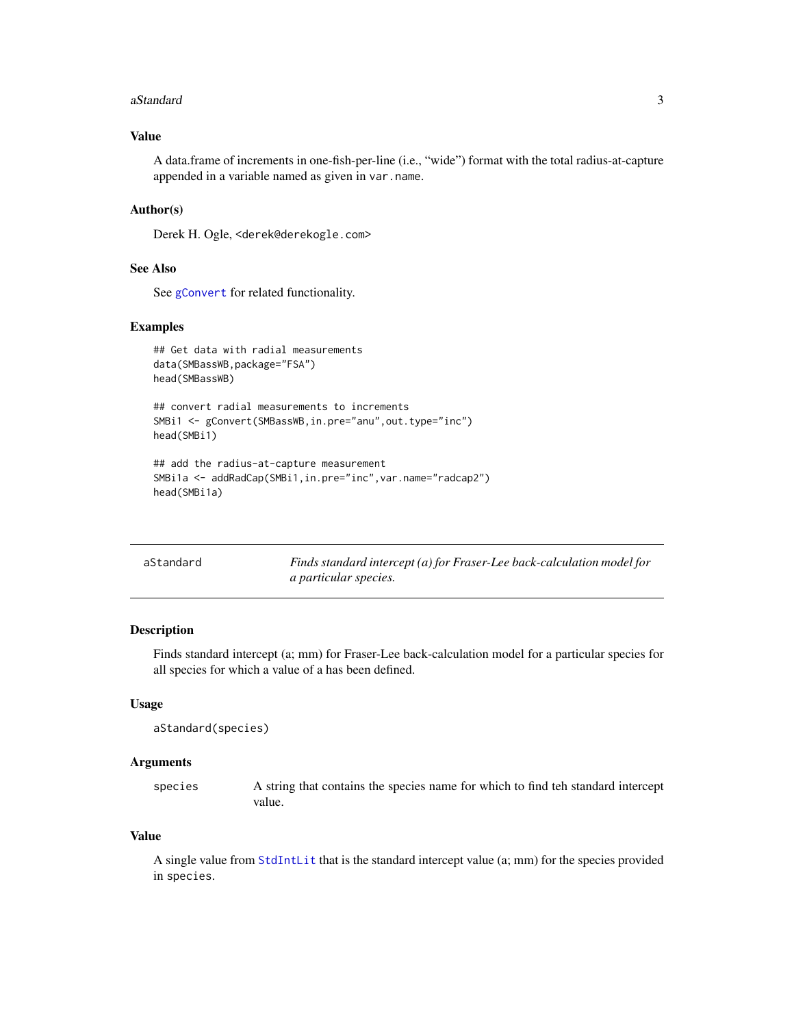### Value

A data.frame of increments in one-fish-per-line (i.e., "wide") format with the total radius-at-capture appended in a variable named as given in `var.name`.

### Author(s)

Derek H. Ogle, <derek@derekogle.com>

### See Also

See `gConvert` for related functionality.

### Examples

```
## Get data with radial measurements
data(SMBassWB,package="FSA")
head(SMBassWB)

## convert radial measurements to increments
SMBi1 <- gConvert(SMBassWB,in.pre="anu",out.type="inc")
head(SMBi1)

## add the radius-at-capture measurement
SMBi1a <- addRadCap(SMBi1,in.pre="inc",var.name="radcap2")
head(SMBi1a)
```

---

## aStandard — *Finds standard intercept (a) for Fraser-Lee back-calculation model for a particular species.*

### Description

Finds standard intercept (a; mm) for Fraser-Lee back-calculation model for a particular species for all species for which a value of a has been defined.

### Usage

```
aStandard(species)
```

### Arguments

| | |
|---|---|
| `species` | A string that contains the species name for which to find teh standard intercept value. |

### Value

A single value from `StdIntLit` that is the standard intercept value (a; mm) for the species provided in `species`.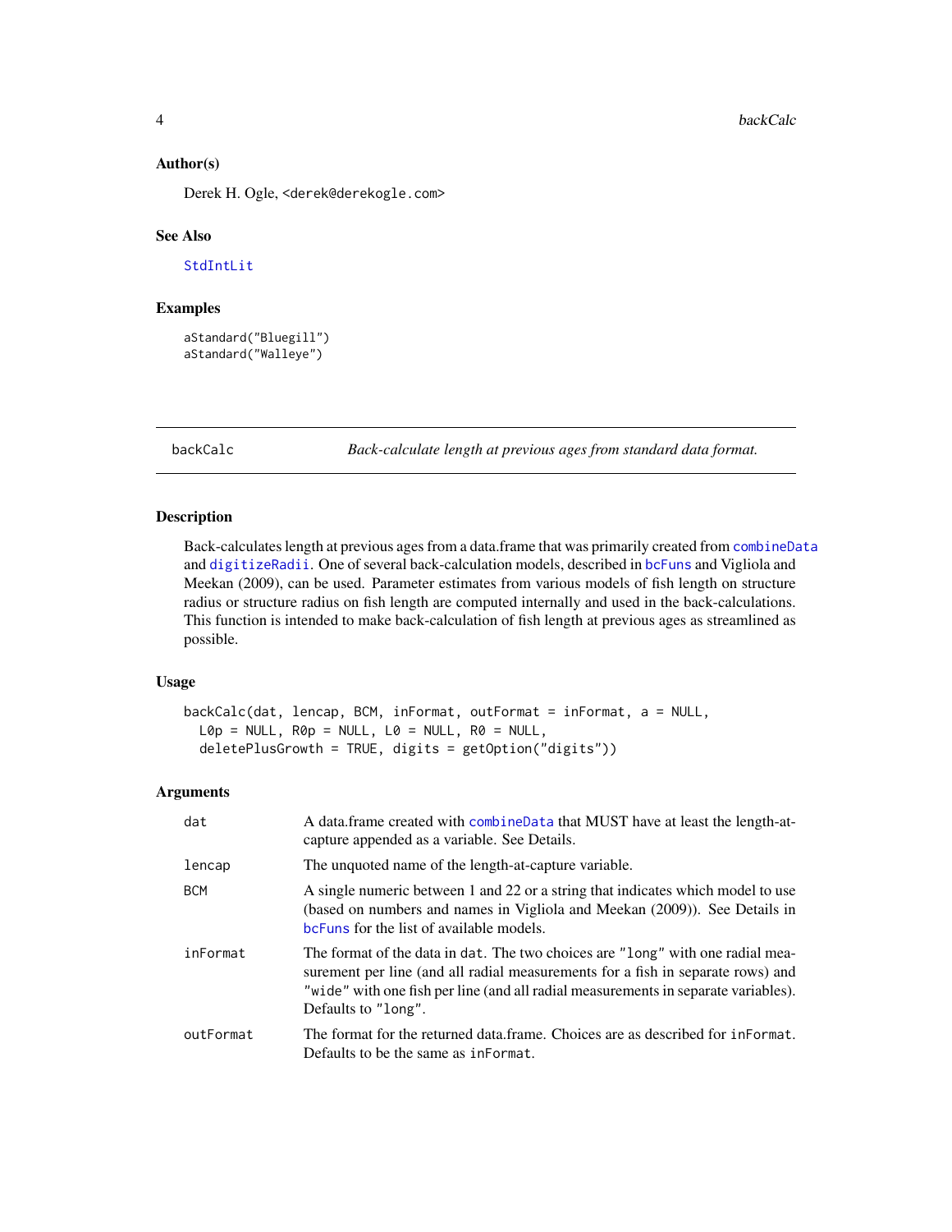### Author(s)

Derek H. Ogle, <derek@derekogle.com>

### See Also

StdIntLit

### Examples

```
aStandard("Bluegill")
aStandard("Walleye")
```

---

## backCalc — *Back-calculate length at previous ages from standard data format.*

---

### Description

Back-calculates length at previous ages from a data.frame that was primarily created from combineData and digitizeRadii. One of several back-calculation models, described in bcFuns and Vigliola and Meekan (2009), can be used. Parameter estimates from various models of fish length on structure radius or structure radius on fish length are computed internally and used in the back-calculations. This function is intended to make back-calculation of fish length at previous ages as streamlined as possible.

### Usage

```
backCalc(dat, lencap, BCM, inFormat, outFormat = inFormat, a = NULL,
  L0p = NULL, R0p = NULL, L0 = NULL, R0 = NULL,
  deletePlusGrowth = TRUE, digits = getOption("digits"))
```

### Arguments

| | |
|---|---|
| dat | A data.frame created with combineData that MUST have at least the length-at-capture appended as a variable. See Details. |
| lencap | The unquoted name of the length-at-capture variable. |
| BCM | A single numeric between 1 and 22 or a string that indicates which model to use (based on numbers and names in Vigliola and Meekan (2009)). See Details in bcFuns for the list of available models. |
| inFormat | The format of the data in dat. The two choices are "long" with one radial measurement per line (and all radial measurements for a fish in separate rows) and "wide" with one fish per line (and all radial measurements in separate variables). Defaults to "long". |
| outFormat | The format for the returned data.frame. Choices are as described for inFormat. Defaults to be the same as inFormat. |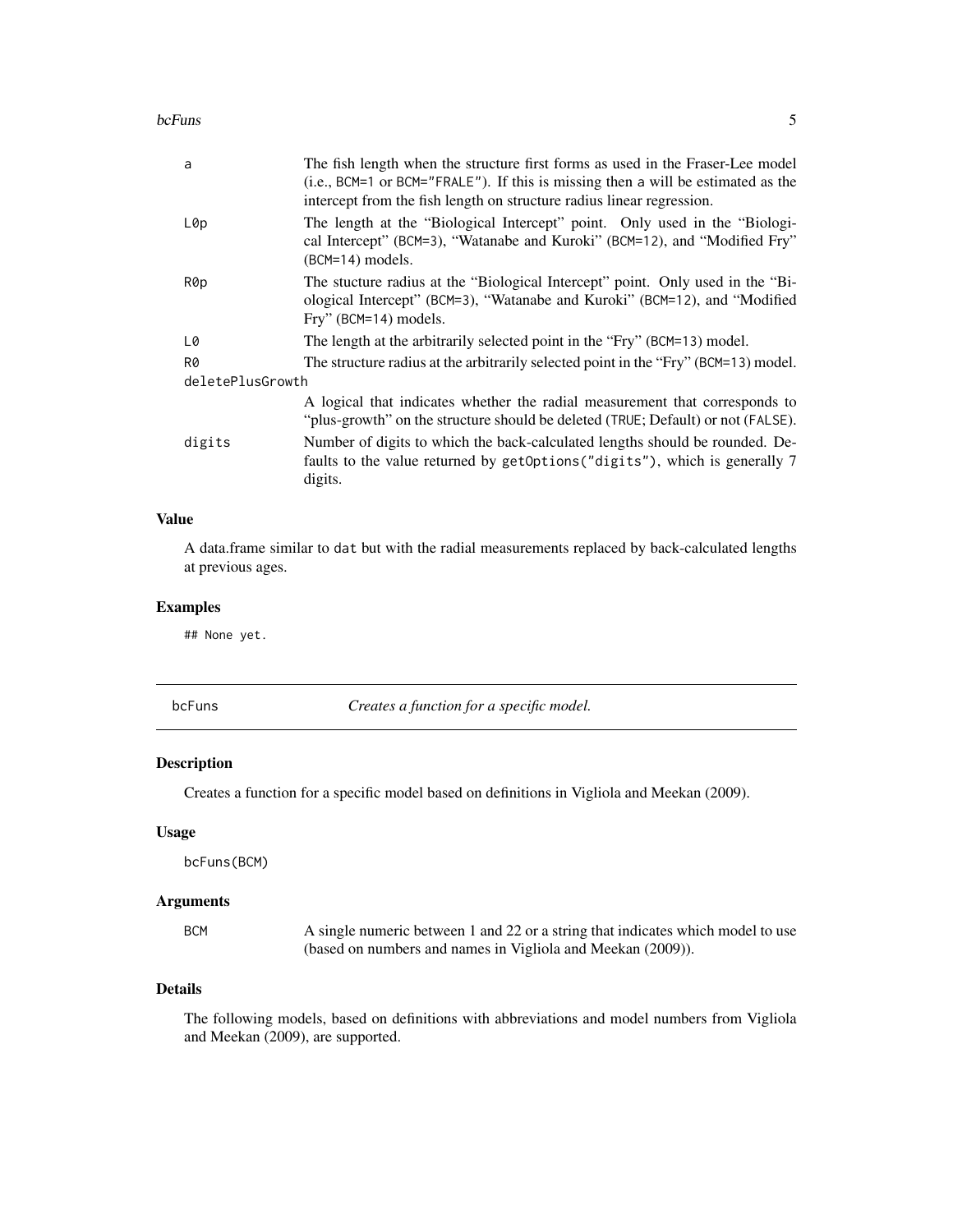| | |
|---|---|
| a | The fish length when the structure first forms as used in the Fraser-Lee model (i.e., `BCM=1` or `BCM="FRALE"`). If this is missing then a will be estimated as the intercept from the fish length on structure radius linear regression. |
| L0p | The length at the "Biological Intercept" point. Only used in the "Biological Intercept" (`BCM=3`), "Watanabe and Kuroki" (`BCM=12`), and "Modified Fry" (`BCM=14`) models. |
| R0p | The stucture radius at the "Biological Intercept" point. Only used in the "Biological Intercept" (`BCM=3`), "Watanabe and Kuroki" (`BCM=12`), and "Modified Fry" (`BCM=14`) models. |
| L0 | The length at the arbitrarily selected point in the "Fry" (`BCM=13`) model. |
| R0 | The structure radius at the arbitrarily selected point in the "Fry" (`BCM=13`) model. |
| deletePlusGrowth | A logical that indicates whether the radial measurement that corresponds to "plus-growth" on the structure should be deleted (`TRUE`; Default) or not (`FALSE`). |
| digits | Number of digits to which the back-calculated lengths should be rounded. Defaults to the value returned by `getOptions("digits")`, which is generally 7 digits. |

## Value

A data.frame similar to `dat` but with the radial measurements replaced by back-calculated lengths at previous ages.

## Examples

```
## None yet.
```

---

# bcFuns — *Creates a function for a specific model.*

## Description

Creates a function for a specific model based on definitions in Vigliola and Meekan (2009).

## Usage

```
bcFuns(BCM)
```

## Arguments

| | |
|---|---|
| BCM | A single numeric between 1 and 22 or a string that indicates which model to use (based on numbers and names in Vigliola and Meekan (2009)). |

## Details

The following models, based on definitions with abbreviations and model numbers from Vigliola and Meekan (2009), are supported.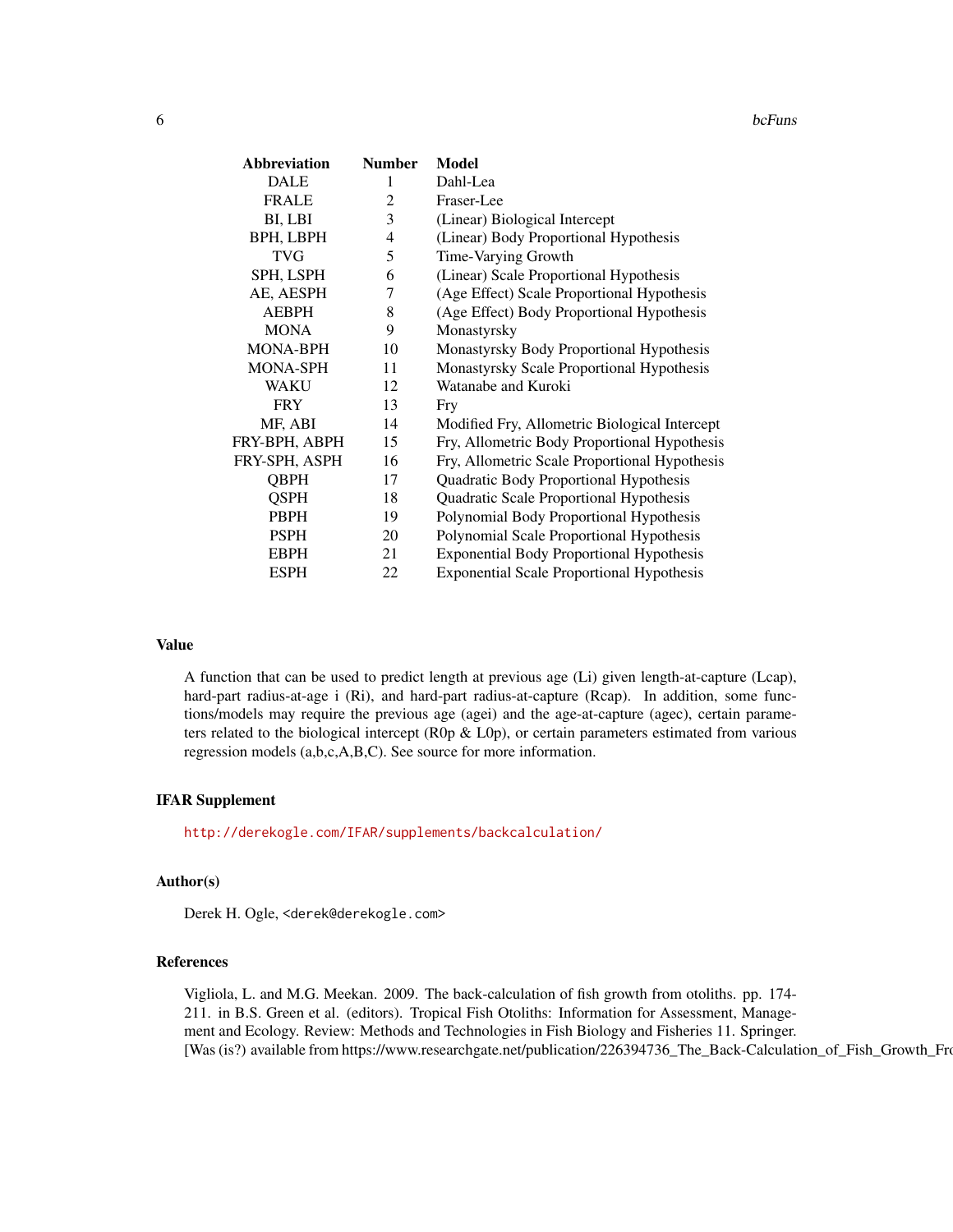| Abbreviation | Number | Model |
|---|---|---|
| DALE | 1 | Dahl-Lea |
| FRALE | 2 | Fraser-Lee |
| BI, LBI | 3 | (Linear) Biological Intercept |
| BPH, LBPH | 4 | (Linear) Body Proportional Hypothesis |
| TVG | 5 | Time-Varying Growth |
| SPH, LSPH | 6 | (Linear) Scale Proportional Hypothesis |
| AE, AESPH | 7 | (Age Effect) Scale Proportional Hypothesis |
| AEBPH | 8 | (Age Effect) Body Proportional Hypothesis |
| MONA | 9 | Monastyrsky |
| MONA-BPH | 10 | Monastyrsky Body Proportional Hypothesis |
| MONA-SPH | 11 | Monastyrsky Scale Proportional Hypothesis |
| WAKU | 12 | Watanabe and Kuroki |
| FRY | 13 | Fry |
| MF, ABI | 14 | Modified Fry, Allometric Biological Intercept |
| FRY-BPH, ABPH | 15 | Fry, Allometric Body Proportional Hypothesis |
| FRY-SPH, ASPH | 16 | Fry, Allometric Scale Proportional Hypothesis |
| QBPH | 17 | Quadratic Body Proportional Hypothesis |
| QSPH | 18 | Quadratic Scale Proportional Hypothesis |
| PBPH | 19 | Polynomial Body Proportional Hypothesis |
| PSPH | 20 | Polynomial Scale Proportional Hypothesis |
| EBPH | 21 | Exponential Body Proportional Hypothesis |
| ESPH | 22 | Exponential Scale Proportional Hypothesis |

## Value

A function that can be used to predict length at previous age (Li) given length-at-capture (Lcap), hard-part radius-at-age i (Ri), and hard-part radius-at-capture (Rcap). In addition, some functions/models may require the previous age (agei) and the age-at-capture (agec), certain parameters related to the biological intercept (R0p & L0p), or certain parameters estimated from various regression models (a,b,c,A,B,C). See source for more information.

## IFAR Supplement

http://derekogle.com/IFAR/supplements/backcalculation/

## Author(s)

Derek H. Ogle, <derek@derekogle.com>

## References

Vigliola, L. and M.G. Meekan. 2009. The back-calculation of fish growth from otoliths. pp. 174-211. in B.S. Green et al. (editors). Tropical Fish Otoliths: Information for Assessment, Management and Ecology. Review: Methods and Technologies in Fish Biology and Fisheries 11. Springer. [Was (is?) available from https://www.researchgate.net/publication/226394736_The_Back-Calculation_of_Fish_Growth_Fro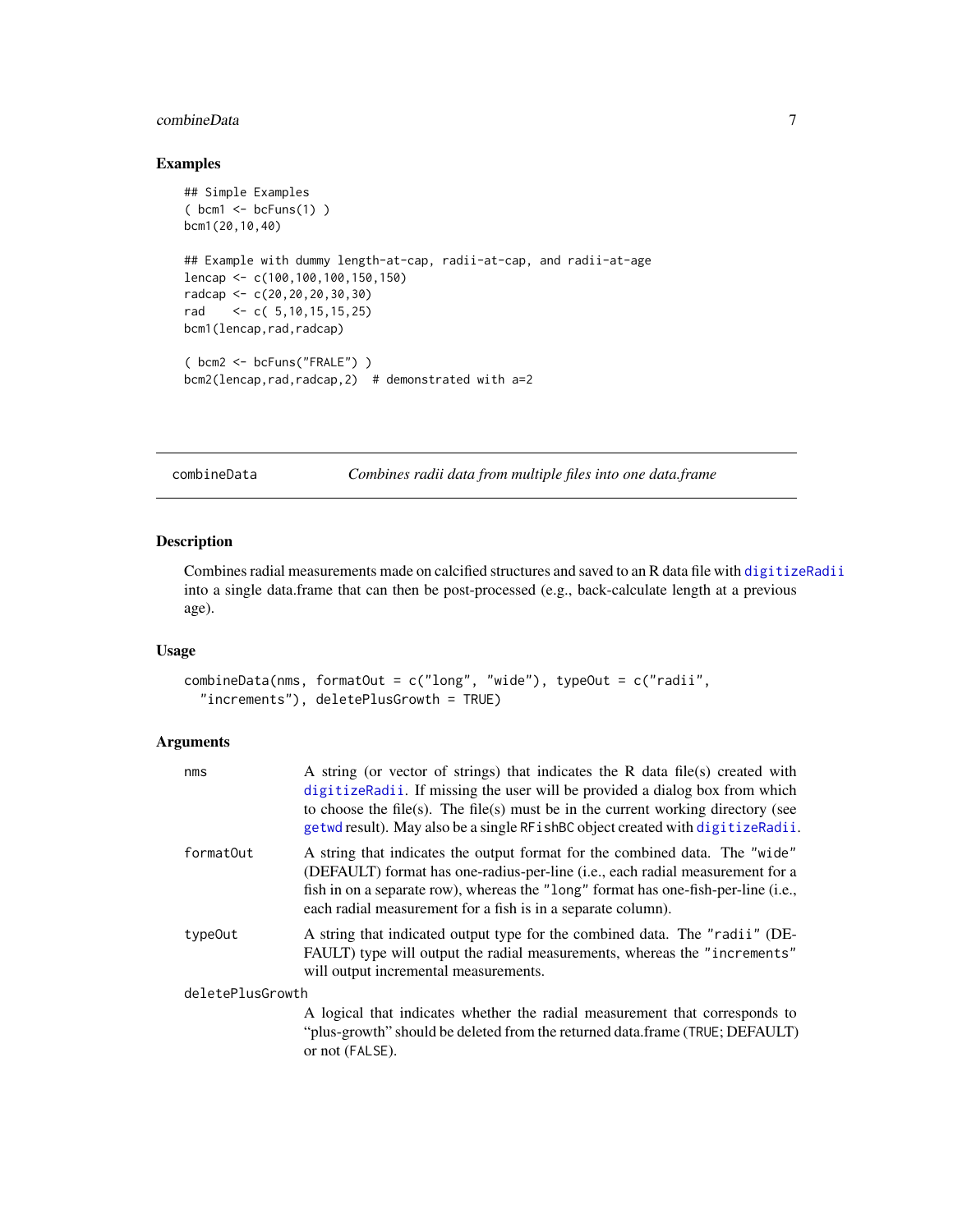### Examples

```
## Simple Examples
( bcm1 <- bcFuns(1) )
bcm1(20,10,40)

## Example with dummy length-at-cap, radii-at-cap, and radii-at-age
lencap <- c(100,100,100,150,150)
radcap <- c(20,20,20,30,30)
rad    <- c( 5,10,15,15,25)
bcm1(lencap,rad,radcap)

( bcm2 <- bcFuns("FRALE") )
bcm2(lencap,rad,radcap,2)  # demonstrated with a=2
```

---

## combineData — *Combines radii data from multiple files into one data.frame*

### Description

Combines radial measurements made on calcified structures and saved to an R data file with `digitizeRadii` into a single data.frame that can then be post-processed (e.g., back-calculate length at a previous age).

### Usage

```
combineData(nms, formatOut = c("long", "wide"), typeOut = c("radii",
  "increments"), deletePlusGrowth = TRUE)
```

### Arguments

| | |
|---|---|
| `nms` | A string (or vector of strings) that indicates the R data file(s) created with `digitizeRadii`. If missing the user will be provided a dialog box from which to choose the file(s). The file(s) must be in the current working directory (see `getwd` result). May also be a single `RFishBC` object created with `digitizeRadii`. |
| `formatOut` | A string that indicates the output format for the combined data. The `"wide"` (DEFAULT) format has one-radius-per-line (i.e., each radial measurement for a fish in on a separate row), whereas the `"long"` format has one-fish-per-line (i.e., each radial measurement for a fish is in a separate column). |
| `typeOut` | A string that indicated output type for the combined data. The `"radii"` (DEFAULT) type will output the radial measurements, whereas the `"increments"` will output incremental measurements. |
| `deletePlusGrowth` | A logical that indicates whether the radial measurement that corresponds to "plus-growth" should be deleted from the returned data.frame (`TRUE`; DEFAULT) or not (`FALSE`). |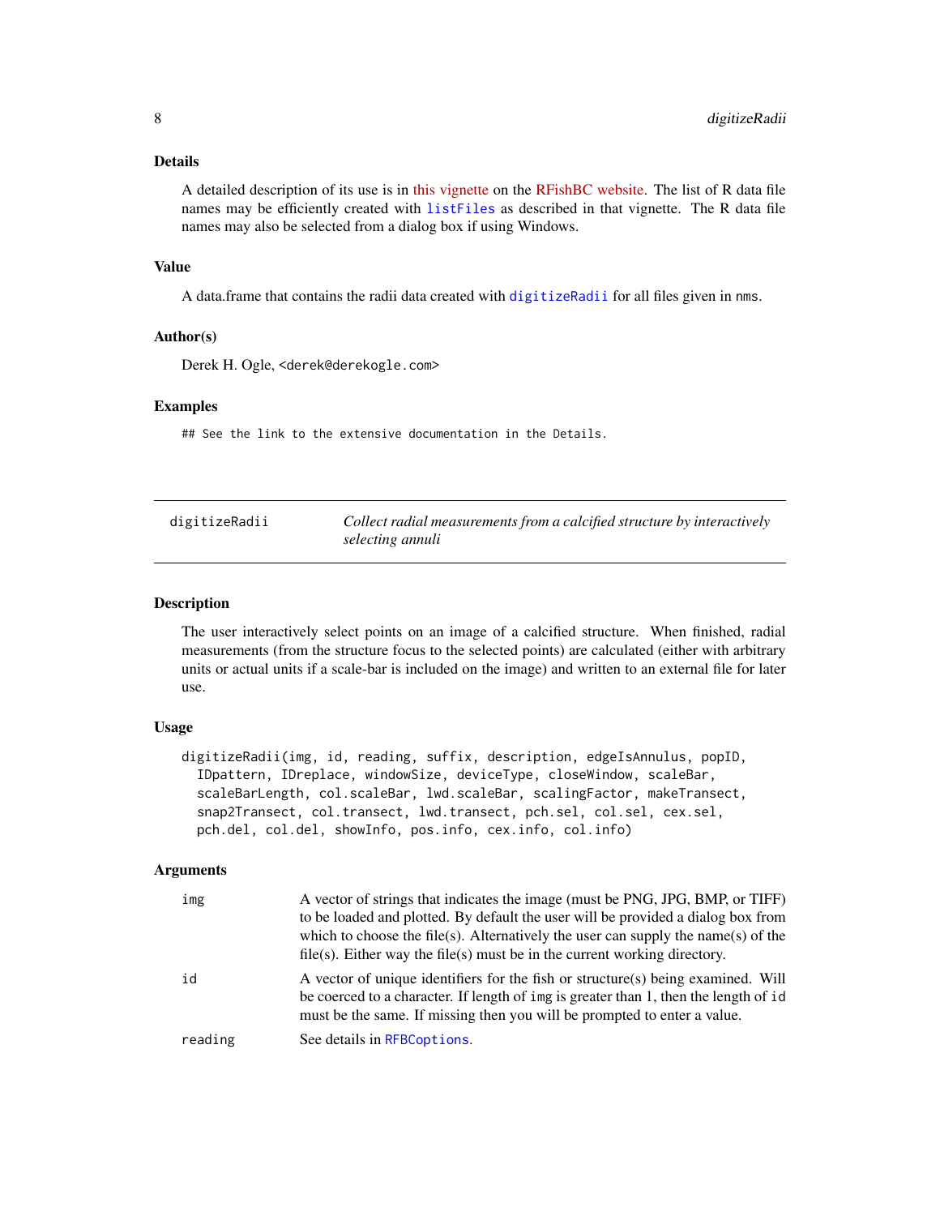### Details

A detailed description of its use is in this vignette on the RFishBC website. The list of R data file names may be efficiently created with `listFiles` as described in that vignette. The R data file names may also be selected from a dialog box if using Windows.

### Value

A data.frame that contains the radii data created with `digitizeRadii` for all files given in `nms`.

### Author(s)

Derek H. Ogle, <derek@derekogle.com>

### Examples

```
## See the link to the extensive documentation in the Details.
```

---

## digitizeRadii — *Collect radial measurements from a calcified structure by interactively selecting annuli*

---

### Description

The user interactively select points on an image of a calcified structure. When finished, radial measurements (from the structure focus to the selected points) are calculated (either with arbitrary units or actual units if a scale-bar is included on the image) and written to an external file for later use.

### Usage

```
digitizeRadii(img, id, reading, suffix, description, edgeIsAnnulus, popID,
  IDpattern, IDreplace, windowSize, deviceType, closeWindow, scaleBar,
  scaleBarLength, col.scaleBar, lwd.scaleBar, scalingFactor, makeTransect,
  snap2Transect, col.transect, lwd.transect, pch.sel, col.sel, cex.sel,
  pch.del, col.del, showInfo, pos.info, cex.info, col.info)
```

### Arguments

| | |
|---|---|
| `img` | A vector of strings that indicates the image (must be PNG, JPG, BMP, or TIFF) to be loaded and plotted. By default the user will be provided a dialog box from which to choose the file(s). Alternatively the user can supply the name(s) of the file(s). Either way the file(s) must be in the current working directory. |
| `id` | A vector of unique identifiers for the fish or structure(s) being examined. Will be coerced to a character. If length of `img` is greater than 1, then the length of `id` must be the same. If missing then you will be prompted to enter a value. |
| `reading` | See details in `RFBCoptions`. |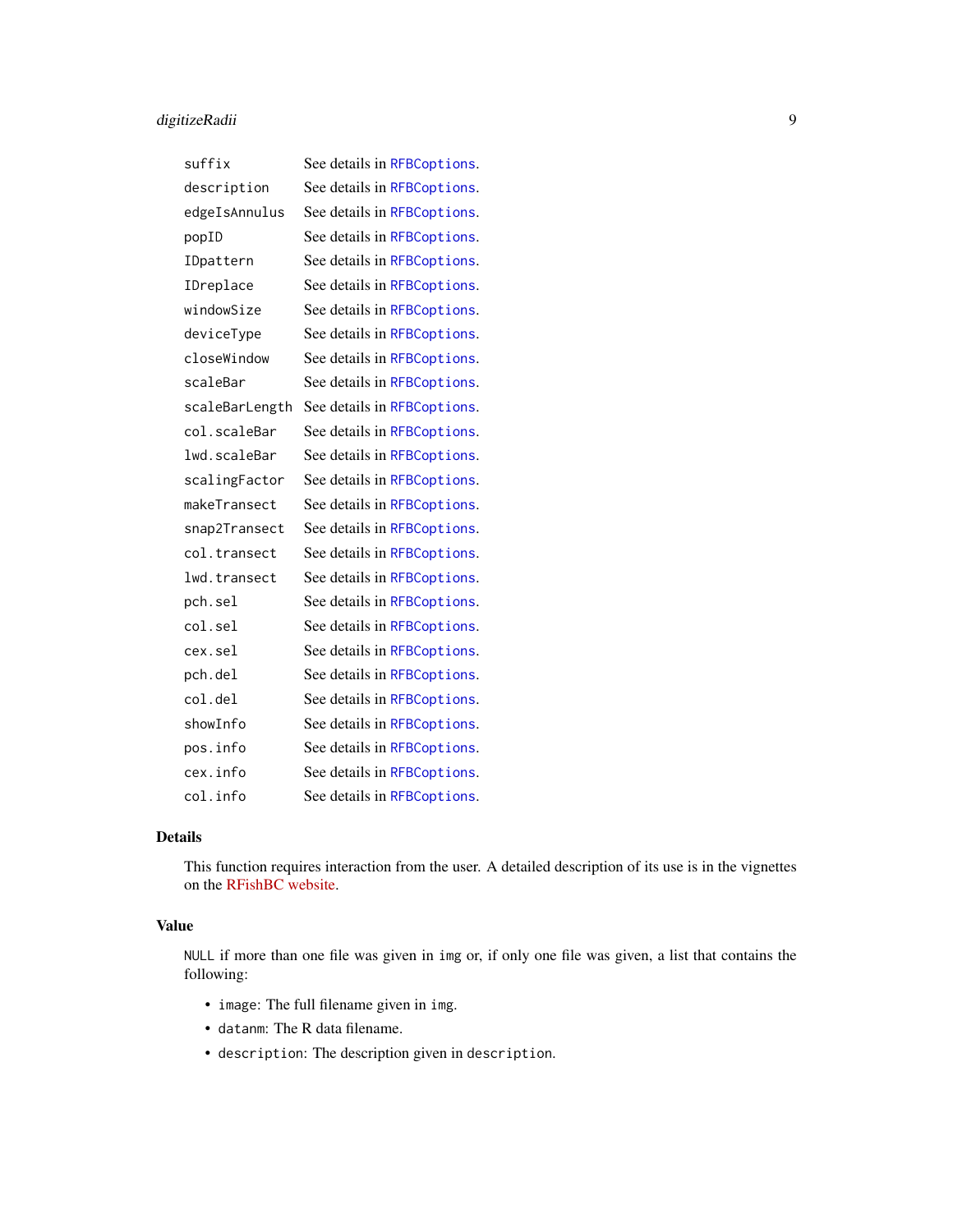| | |
|---|---|
| `suffix` | See details in `RFBCoptions`. |
| `description` | See details in `RFBCoptions`. |
| `edgeIsAnnulus` | See details in `RFBCoptions`. |
| `popID` | See details in `RFBCoptions`. |
| `IDpattern` | See details in `RFBCoptions`. |
| `IDreplace` | See details in `RFBCoptions`. |
| `windowSize` | See details in `RFBCoptions`. |
| `deviceType` | See details in `RFBCoptions`. |
| `closeWindow` | See details in `RFBCoptions`. |
| `scaleBar` | See details in `RFBCoptions`. |
| `scaleBarLength` | See details in `RFBCoptions`. |
| `col.scaleBar` | See details in `RFBCoptions`. |
| `lwd.scaleBar` | See details in `RFBCoptions`. |
| `scalingFactor` | See details in `RFBCoptions`. |
| `makeTransect` | See details in `RFBCoptions`. |
| `snap2Transect` | See details in `RFBCoptions`. |
| `col.transect` | See details in `RFBCoptions`. |
| `lwd.transect` | See details in `RFBCoptions`. |
| `pch.sel` | See details in `RFBCoptions`. |
| `col.sel` | See details in `RFBCoptions`. |
| `cex.sel` | See details in `RFBCoptions`. |
| `pch.del` | See details in `RFBCoptions`. |
| `col.del` | See details in `RFBCoptions`. |
| `showInfo` | See details in `RFBCoptions`. |
| `pos.info` | See details in `RFBCoptions`. |
| `cex.info` | See details in `RFBCoptions`. |
| `col.info` | See details in `RFBCoptions`. |

## Details

This function requires interaction from the user. A detailed description of its use is in the vignettes on the RFishBC website.

## Value

`NULL` if more than one file was given in `img` or, if only one file was given, a list that contains the following:

- `image`: The full filename given in `img`.
- `datanm`: The R data filename.
- `description`: The description given in `description`.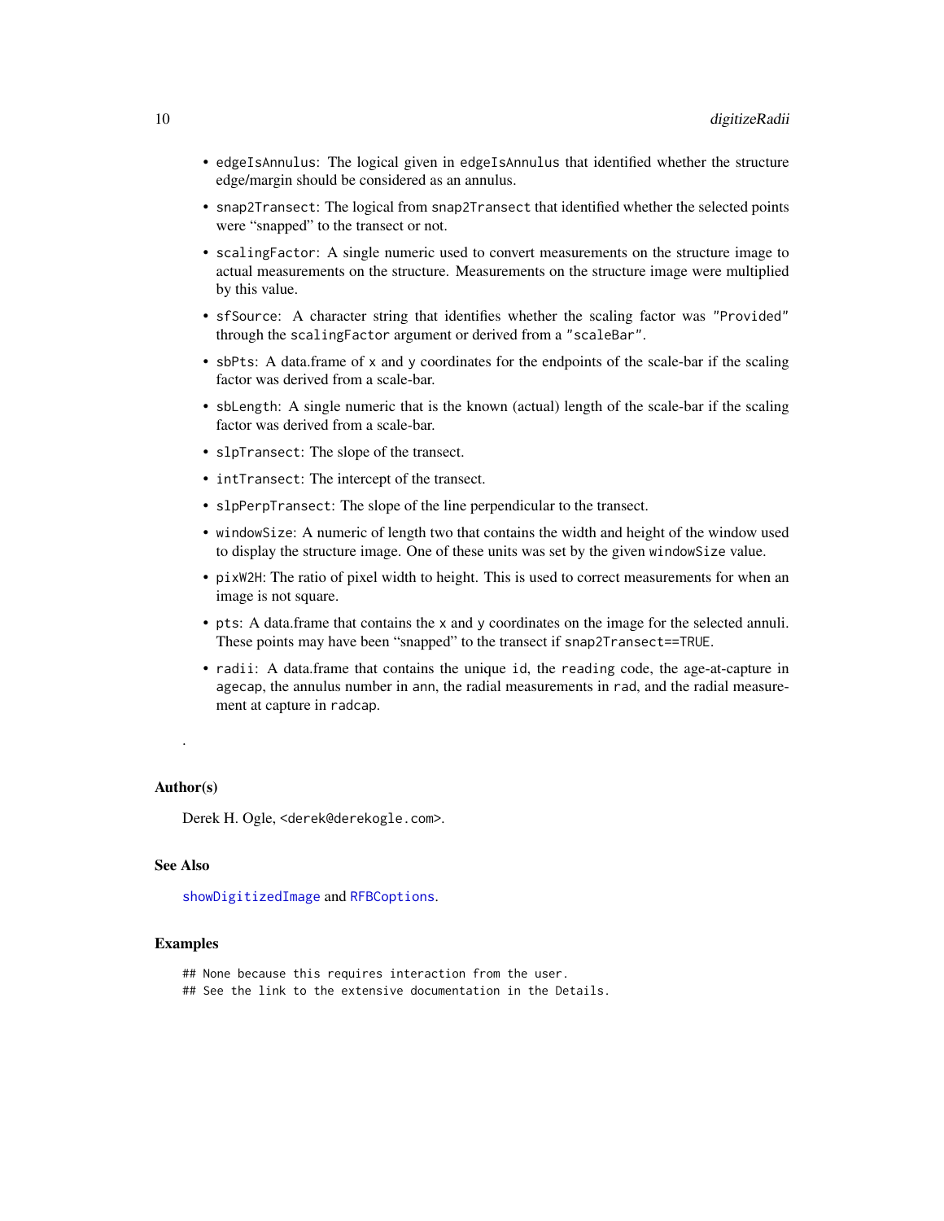- `edgeIsAnnulus`: The logical given in `edgeIsAnnulus` that identified whether the structure edge/margin should be considered as an annulus.
- `snap2Transect`: The logical from `snap2Transect` that identified whether the selected points were "snapped" to the transect or not.
- `scalingFactor`: A single numeric used to convert measurements on the structure image to actual measurements on the structure. Measurements on the structure image were multiplied by this value.
- `sfSource`: A character string that identifies whether the scaling factor was `"Provided"` through the `scalingFactor` argument or derived from a `"scaleBar"`.
- `sbPts`: A data.frame of `x` and `y` coordinates for the endpoints of the scale-bar if the scaling factor was derived from a scale-bar.
- `sbLength`: A single numeric that is the known (actual) length of the scale-bar if the scaling factor was derived from a scale-bar.
- `slpTransect`: The slope of the transect.
- `intTransect`: The intercept of the transect.
- `slpPerpTransect`: The slope of the line perpendicular to the transect.
- `windowSize`: A numeric of length two that contains the width and height of the window used to display the structure image. One of these units was set by the given `windowSize` value.
- `pixW2H`: The ratio of pixel width to height. This is used to correct measurements for when an image is not square.
- `pts`: A data.frame that contains the `x` and `y` coordinates on the image for the selected annuli. These points may have been "snapped" to the transect if `snap2Transect==TRUE`.
- `radii`: A data.frame that contains the unique `id`, the `reading` code, the age-at-capture in `agecap`, the annulus number in `ann`, the radial measurements in `rad`, and the radial measurement at capture in `radcap`.

.

### Author(s)

Derek H. Ogle, <derek@derekogle.com>.

### See Also

`showDigitizedImage` and `RFBCoptions`.

### Examples

```
## None because this requires interaction from the user.
## See the link to the extensive documentation in the Details.
```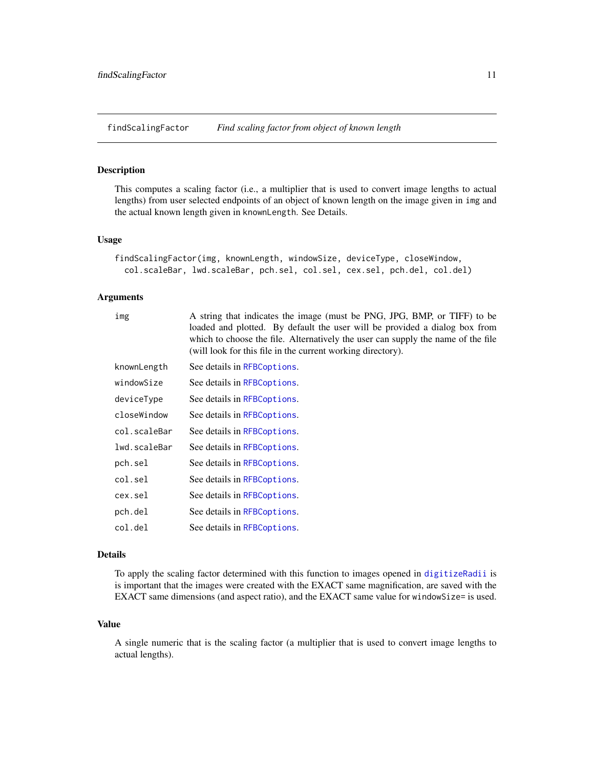## findScalingFactor — *Find scaling factor from object of known length*

### Description

This computes a scaling factor (i.e., a multiplier that is used to convert image lengths to actual lengths) from user selected endpoints of an object of known length on the image given in `img` and the actual known length given in `knownLength`. See Details.

### Usage

```
findScalingFactor(img, knownLength, windowSize, deviceType, closeWindow,
  col.scaleBar, lwd.scaleBar, pch.sel, col.sel, cex.sel, pch.del, col.del)
```

### Arguments

| Argument | Description |
|---|---|
| `img` | A string that indicates the image (must be PNG, JPG, BMP, or TIFF) to be loaded and plotted. By default the user will be provided a dialog box from which to choose the file. Alternatively the user can supply the name of the file (will look for this file in the current working directory). |
| `knownLength` | See details in `RFBCoptions`. |
| `windowSize` | See details in `RFBCoptions`. |
| `deviceType` | See details in `RFBCoptions`. |
| `closeWindow` | See details in `RFBCoptions`. |
| `col.scaleBar` | See details in `RFBCoptions`. |
| `lwd.scaleBar` | See details in `RFBCoptions`. |
| `pch.sel` | See details in `RFBCoptions`. |
| `col.sel` | See details in `RFBCoptions`. |
| `cex.sel` | See details in `RFBCoptions`. |
| `pch.del` | See details in `RFBCoptions`. |
| `col.del` | See details in `RFBCoptions`. |

### Details

To apply the scaling factor determined with this function to images opened in `digitizeRadii` is is important that the images were created with the EXACT same magnification, are saved with the EXACT same dimensions (and aspect ratio), and the EXACT same value for `windowSize=` is used.

### Value

A single numeric that is the scaling factor (a multiplier that is used to convert image lengths to actual lengths).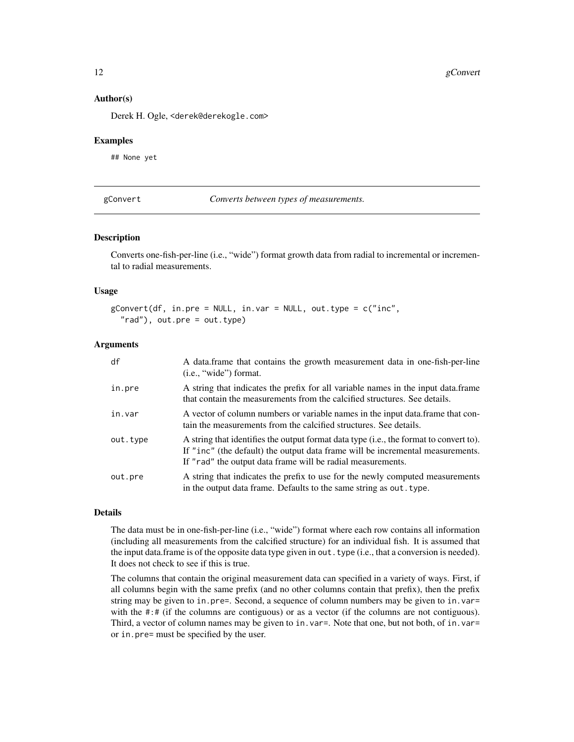## Author(s)

Derek H. Ogle, <derek@derekogle.com>

## Examples

```
## None yet
```

---

# gConvert — *Converts between types of measurements.*

## Description

Converts one-fish-per-line (i.e., "wide") format growth data from radial to incremental or incremental to radial measurements.

## Usage

```
gConvert(df, in.pre = NULL, in.var = NULL, out.type = c("inc",
  "rad"), out.pre = out.type)
```

## Arguments

| | |
|---|---|
| `df` | A data.frame that contains the growth measurement data in one-fish-per-line (i.e., "wide") format. |
| `in.pre` | A string that indicates the prefix for all variable names in the input data.frame that contain the measurements from the calcified structures. See details. |
| `in.var` | A vector of column numbers or variable names in the input data.frame that contain the measurements from the calcified structures. See details. |
| `out.type` | A string that identifies the output format data type (i.e., the format to convert to). If `"inc"` (the default) the output data frame will be incremental measurements. If `"rad"` the output data frame will be radial measurements. |
| `out.pre` | A string that indicates the prefix to use for the newly computed measurements in the output data frame. Defaults to the same string as `out.type`. |

## Details

The data must be in one-fish-per-line (i.e., "wide") format where each row contains all information (including all measurements from the calcified structure) for an individual fish. It is assumed that the input data.frame is of the opposite data type given in `out.type` (i.e., that a conversion is needed). It does not check to see if this is true.

The columns that contain the original measurement data can specified in a variety of ways. First, if all columns begin with the same prefix (and no other columns contain that prefix), then the prefix string may be given to `in.pre=`. Second, a sequence of column numbers may be given to `in.var=` with the `#:#` (if the columns are contiguous) or as a vector (if the columns are not contiguous). Third, a vector of column names may be given to `in.var=`. Note that one, but not both, of `in.var=` or `in.pre=` must be specified by the user.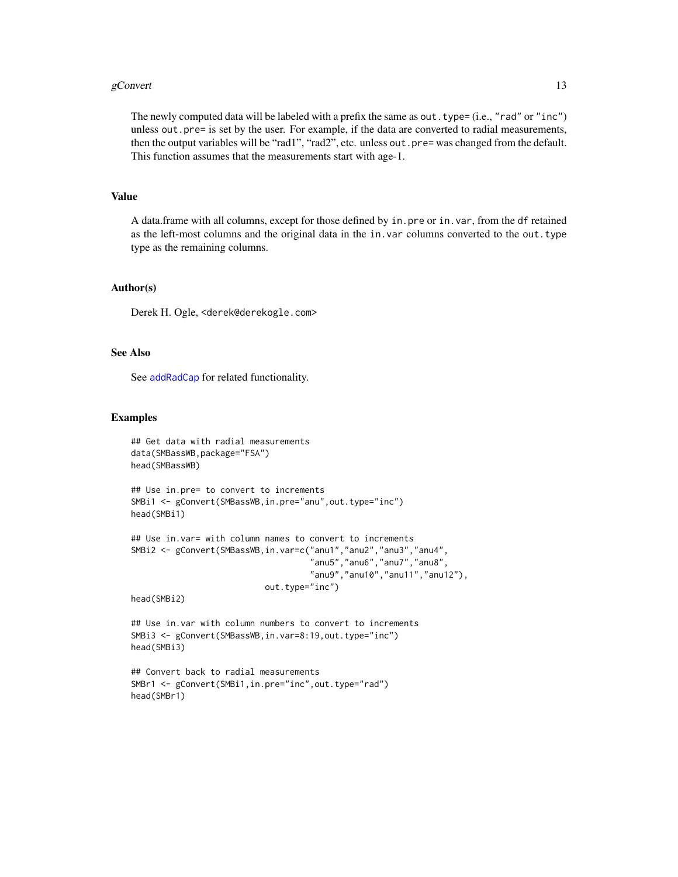The newly computed data will be labeled with a prefix the same as `out.type=` (i.e., "rad" or "inc") unless `out.pre=` is set by the user. For example, if the data are converted to radial measurements, then the output variables will be "rad1", "rad2", etc. unless `out.pre=` was changed from the default. This function assumes that the measurements start with age-1.

## Value

A data.frame with all columns, except for those defined by `in.pre` or `in.var`, from the `df` retained as the left-most columns and the original data in the `in.var` columns converted to the `out.type` type as the remaining columns.

## Author(s)

Derek H. Ogle, <derek@derekogle.com>

## See Also

See addRadCap for related functionality.

## Examples

```
## Get data with radial measurements
data(SMBassWB,package="FSA")
head(SMBassWB)

## Use in.pre= to convert to increments
SMBi1 <- gConvert(SMBassWB,in.pre="anu",out.type="inc")
head(SMBi1)

## Use in.var= with column names to convert to increments
SMBi2 <- gConvert(SMBassWB,in.var=c("anu1","anu2","anu3","anu4",
                                    "anu5","anu6","anu7","anu8",
                                    "anu9","anu10","anu11","anu12"),
                           out.type="inc")
head(SMBi2)

## Use in.var with column numbers to convert to increments
SMBi3 <- gConvert(SMBassWB,in.var=8:19,out.type="inc")
head(SMBi3)

## Convert back to radial measurements
SMBr1 <- gConvert(SMBi1,in.pre="inc",out.type="rad")
head(SMBr1)
```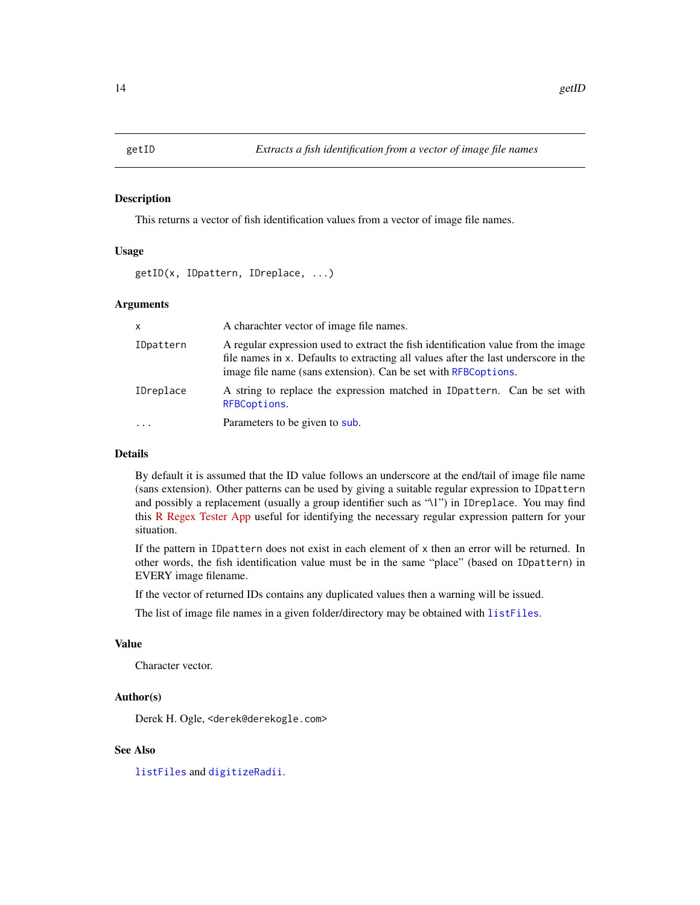# getID — *Extracts a fish identification from a vector of image file names*

## Description

This returns a vector of fish identification values from a vector of image file names.

## Usage

```
getID(x, IDpattern, IDreplace, ...)
```

## Arguments

| | |
|---|---|
| `x` | A charachter vector of image file names. |
| `IDpattern` | A regular expression used to extract the fish identification value from the image file names in `x`. Defaults to extracting all values after the last underscore in the image file name (sans extension). Can be set with `RFBCoptions`. |
| `IDreplace` | A string to replace the expression matched in `IDpattern`. Can be set with `RFBCoptions`. |
| `...` | Parameters to be given to `sub`. |

## Details

By default it is assumed that the ID value follows an underscore at the end/tail of image file name (sans extension). Other patterns can be used by giving a suitable regular expression to `IDpattern` and possibly a replacement (usually a group identifier such as "\1") in `IDreplace`. You may find this R Regex Tester App useful for identifying the necessary regular expression pattern for your situation.

If the pattern in `IDpattern` does not exist in each element of `x` then an error will be returned. In other words, the fish identification value must be in the same "place" (based on `IDpattern`) in EVERY image filename.

If the vector of returned IDs contains any duplicated values then a warning will be issued.

The list of image file names in a given folder/directory may be obtained with `listFiles`.

## Value

Character vector.

## Author(s)

Derek H. Ogle, <derek@derekogle.com>

## See Also

`listFiles` and `digitizeRadii`.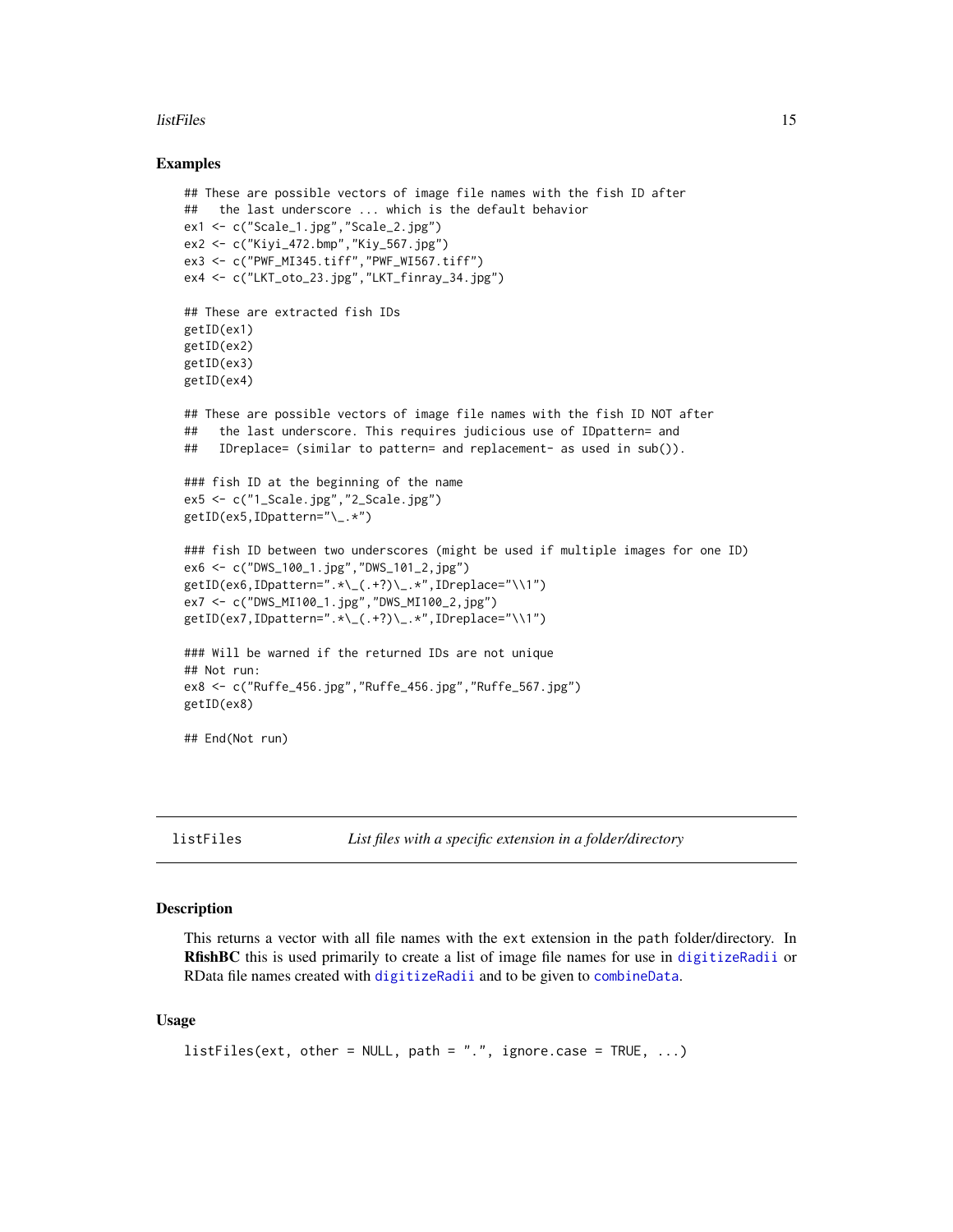## Examples

```
## These are possible vectors of image file names with the fish ID after
##   the last underscore ... which is the default behavior
ex1 <- c("Scale_1.jpg","Scale_2.jpg")
ex2 <- c("Kiyi_472.bmp","Kiy_567.jpg")
ex3 <- c("PWF_MI345.tiff","PWF_WI567.tiff")
ex4 <- c("LKT_oto_23.jpg","LKT_finray_34.jpg")

## These are extracted fish IDs
getID(ex1)
getID(ex2)
getID(ex3)
getID(ex4)

## These are possible vectors of image file names with the fish ID NOT after
##   the last underscore. This requires judicious use of IDpattern= and
##   IDreplace= (similar to pattern= and replacement- as used in sub()).

### fish ID at the beginning of the name
ex5 <- c("1_Scale.jpg","2_Scale.jpg")
getID(ex5,IDpattern="\_.*")

### fish ID between two underscores (might be used if multiple images for one ID)
ex6 <- c("DWS_100_1.jpg","DWS_101_2,jpg")
getID(ex6,IDpattern=".*\_(.+?)\_.*",IDreplace="\\1")
ex7 <- c("DWS_MI100_1.jpg","DWS_MI100_2,jpg")
getID(ex7,IDpattern=".*\_(.+?)\_.*",IDreplace="\\1")

### Will be warned if the returned IDs are not unique
## Not run:
ex8 <- c("Ruffe_456.jpg","Ruffe_456.jpg","Ruffe_567.jpg")
getID(ex8)

## End(Not run)
```

---

`listFiles` *List files with a specific extension in a folder/directory*

## Description

This returns a vector with all file names with the `ext` extension in the `path` folder/directory. In **RfishBC** this is used primarily to create a list of image file names for use in `digitizeRadii` or RData file names created with `digitizeRadii` and to be given to `combineData`.

## Usage

```
listFiles(ext, other = NULL, path = ".", ignore.case = TRUE, ...)
```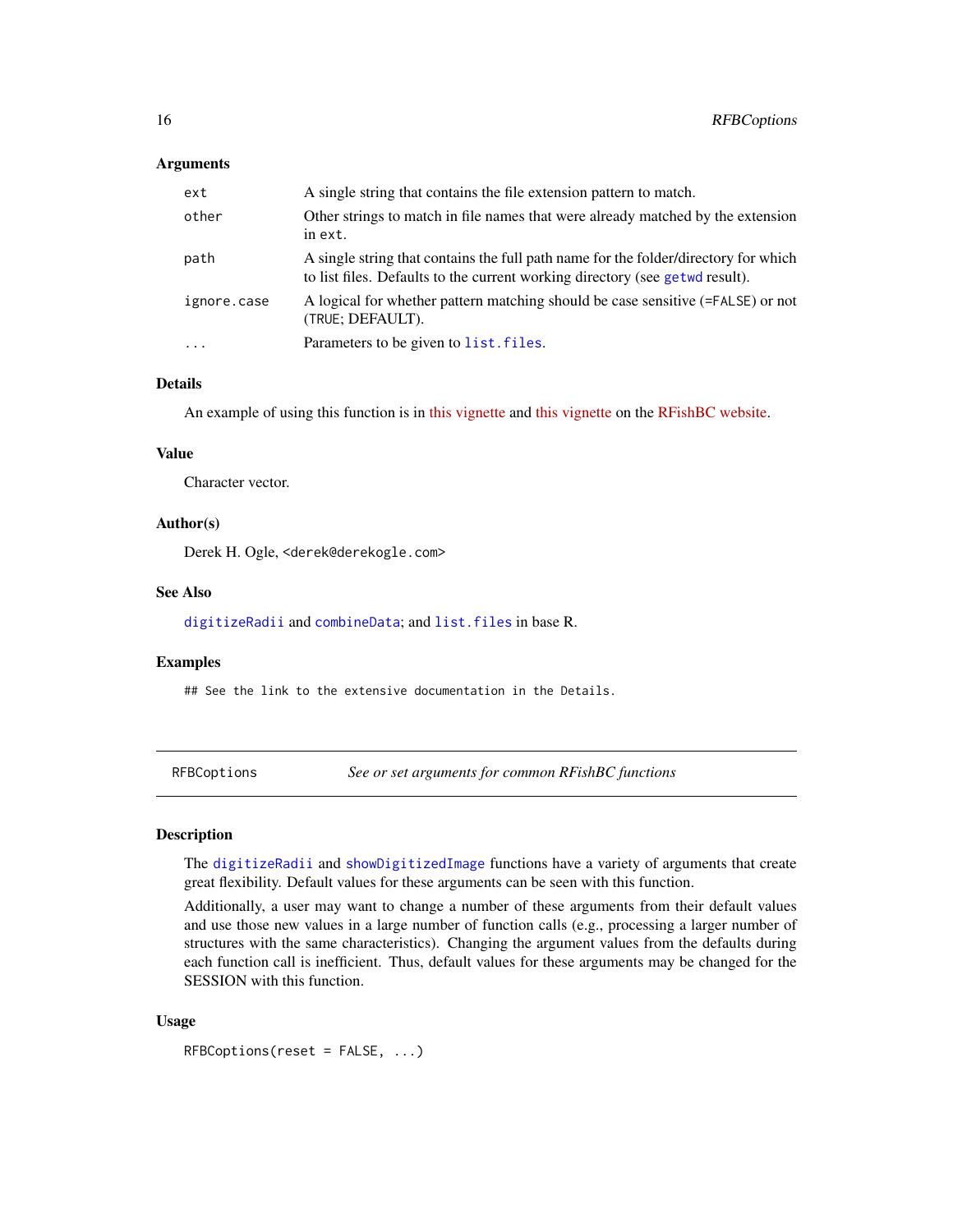### Arguments

| | |
|---|---|
| `ext` | A single string that contains the file extension pattern to match. |
| `other` | Other strings to match in file names that were already matched by the extension in `ext`. |
| `path` | A single string that contains the full path name for the folder/directory for which to list files. Defaults to the current working directory (see `getwd` result). |
| `ignore.case` | A logical for whether pattern matching should be case sensitive (=`FALSE`) or not (`TRUE`; DEFAULT). |
| `...` | Parameters to be given to `list.files`. |

### Details

An example of using this function is in this vignette and this vignette on the RFishBC website.

### Value

Character vector.

### Author(s)

Derek H. Ogle, <derek@derekogle.com>

### See Also

`digitizeRadii` and `combineData`; and `list.files` in base R.

### Examples

```
## See the link to the extensive documentation in the Details.
```

---

## RFBCoptions — *See or set arguments for common RFishBC functions*

---

### Description

The `digitizeRadii` and `showDigitizedImage` functions have a variety of arguments that create great flexibility. Default values for these arguments can be seen with this function.

Additionally, a user may want to change a number of these arguments from their default values and use those new values in a large number of function calls (e.g., processing a larger number of structures with the same characteristics). Changing the argument values from the defaults during each function call is inefficient. Thus, default values for these arguments may be changed for the SESSION with this function.

### Usage

```
RFBCoptions(reset = FALSE, ...)
```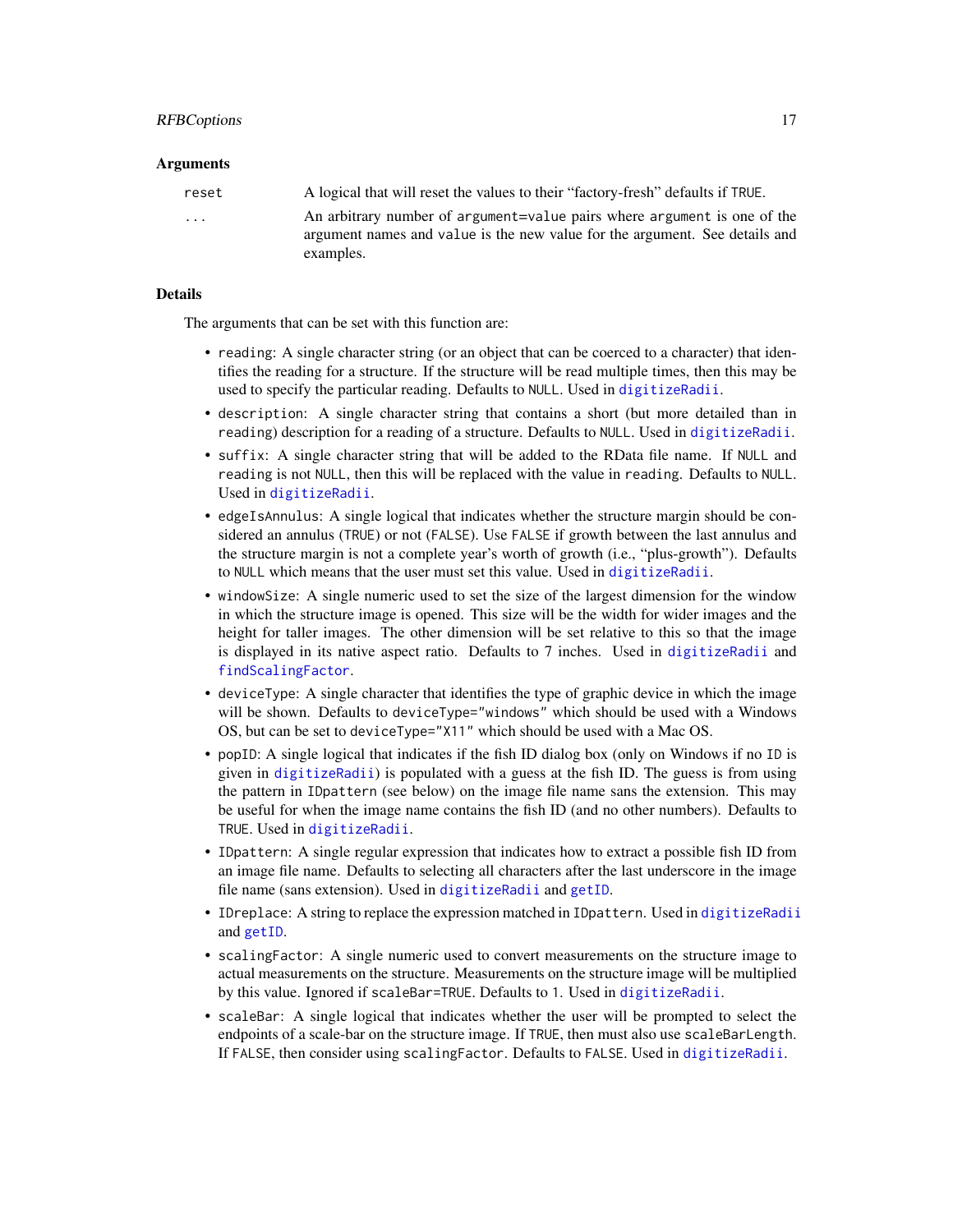### Arguments

| | |
|---|---|
| `reset` | A logical that will reset the values to their "factory-fresh" defaults if `TRUE`. |
| `...` | An arbitrary number of `argument=value` pairs where `argument` is one of the argument names and `value` is the new value for the argument. See details and examples. |

### Details

The arguments that can be set with this function are:

- `reading`: A single character string (or an object that can be coerced to a character) that identifies the reading for a structure. If the structure will be read multiple times, then this may be used to specify the particular reading. Defaults to `NULL`. Used in `digitizeRadii`.
- `description`: A single character string that contains a short (but more detailed than in `reading`) description for a reading of a structure. Defaults to `NULL`. Used in `digitizeRadii`.
- `suffix`: A single character string that will be added to the RData file name. If `NULL` and `reading` is not `NULL`, then this will be replaced with the value in `reading`. Defaults to `NULL`. Used in `digitizeRadii`.
- `edgeIsAnnulus`: A single logical that indicates whether the structure margin should be considered an annulus (`TRUE`) or not (`FALSE`). Use `FALSE` if growth between the last annulus and the structure margin is not a complete year's worth of growth (i.e., "plus-growth"). Defaults to `NULL` which means that the user must set this value. Used in `digitizeRadii`.
- `windowSize`: A single numeric used to set the size of the largest dimension for the window in which the structure image is opened. This size will be the width for wider images and the height for taller images. The other dimension will be set relative to this so that the image is displayed in its native aspect ratio. Defaults to 7 inches. Used in `digitizeRadii` and `findScalingFactor`.
- `deviceType`: A single character that identifies the type of graphic device in which the image will be shown. Defaults to `deviceType="windows"` which should be used with a Windows OS, but can be set to `deviceType="X11"` which should be used with a Mac OS.
- `popID`: A single logical that indicates if the fish ID dialog box (only on Windows if no `ID` is given in `digitizeRadii`) is populated with a guess at the fish ID. The guess is from using the pattern in `IDpattern` (see below) on the image file name sans the extension. This may be useful for when the image name contains the fish ID (and no other numbers). Defaults to `TRUE`. Used in `digitizeRadii`.
- `IDpattern`: A single regular expression that indicates how to extract a possible fish ID from an image file name. Defaults to selecting all characters after the last underscore in the image file name (sans extension). Used in `digitizeRadii` and `getID`.
- `IDreplace`: A string to replace the expression matched in `IDpattern`. Used in `digitizeRadii` and `getID`.
- `scalingFactor`: A single numeric used to convert measurements on the structure image to actual measurements on the structure. Measurements on the structure image will be multiplied by this value. Ignored if `scaleBar=TRUE`. Defaults to `1`. Used in `digitizeRadii`.
- `scaleBar`: A single logical that indicates whether the user will be prompted to select the endpoints of a scale-bar on the structure image. If `TRUE`, then must also use `scaleBarLength`. If `FALSE`, then consider using `scalingFactor`. Defaults to `FALSE`. Used in `digitizeRadii`.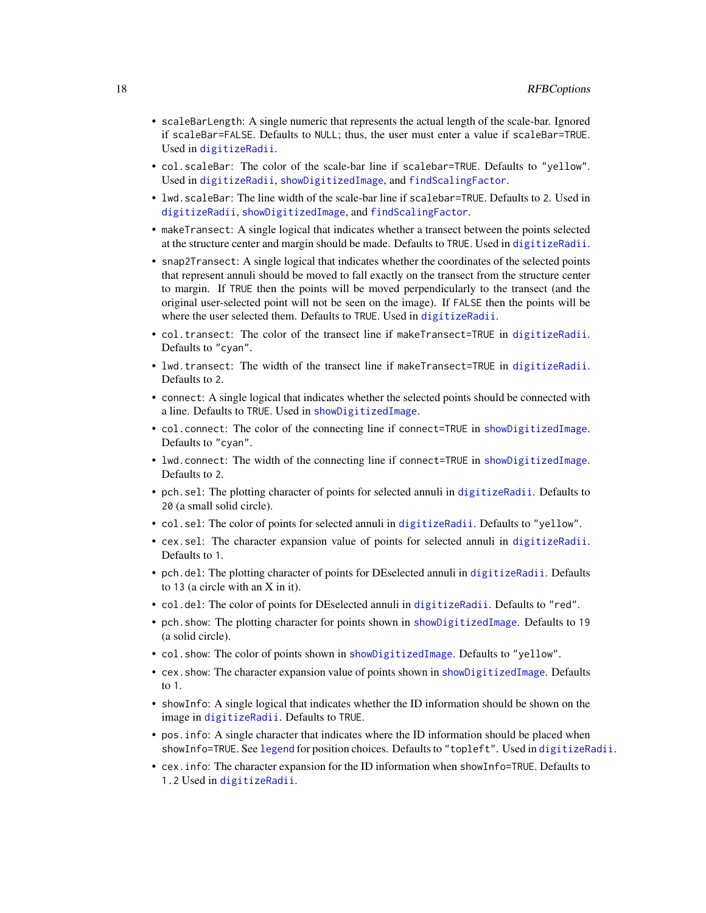- `scaleBarLength`: A single numeric that represents the actual length of the scale-bar. Ignored if `scaleBar=FALSE`. Defaults to `NULL`; thus, the user must enter a value if `scaleBar=TRUE`. Used in `digitizeRadii`.
- `col.scaleBar`: The color of the scale-bar line if `scalebar=TRUE`. Defaults to `"yellow"`. Used in `digitizeRadii`, `showDigitizedImage`, and `findScalingFactor`.
- `lwd.scaleBar`: The line width of the scale-bar line if `scalebar=TRUE`. Defaults to `2`. Used in `digitizeRadii`, `showDigitizedImage`, and `findScalingFactor`.
- `makeTransect`: A single logical that indicates whether a transect between the points selected at the structure center and margin should be made. Defaults to `TRUE`. Used in `digitizeRadii`.
- `snap2Transect`: A single logical that indicates whether the coordinates of the selected points that represent annuli should be moved to fall exactly on the transect from the structure center to margin. If `TRUE` then the points will be moved perpendicularly to the transect (and the original user-selected point will not be seen on the image). If `FALSE` then the points will be where the user selected them. Defaults to `TRUE`. Used in `digitizeRadii`.
- `col.transect`: The color of the transect line if `makeTransect=TRUE` in `digitizeRadii`. Defaults to `"cyan"`.
- `lwd.transect`: The width of the transect line if `makeTransect=TRUE` in `digitizeRadii`. Defaults to `2`.
- `connect`: A single logical that indicates whether the selected points should be connected with a line. Defaults to `TRUE`. Used in `showDigitizedImage`.
- `col.connect`: The color of the connecting line if `connect=TRUE` in `showDigitizedImage`. Defaults to `"cyan"`.
- `lwd.connect`: The width of the connecting line if `connect=TRUE` in `showDigitizedImage`. Defaults to `2`.
- `pch.sel`: The plotting character of points for selected annuli in `digitizeRadii`. Defaults to `20` (a small solid circle).
- `col.sel`: The color of points for selected annuli in `digitizeRadii`. Defaults to `"yellow"`.
- `cex.sel`: The character expansion value of points for selected annuli in `digitizeRadii`. Defaults to `1`.
- `pch.del`: The plotting character of points for DEselected annuli in `digitizeRadii`. Defaults to `13` (a circle with an X in it).
- `col.del`: The color of points for DEselected annuli in `digitizeRadii`. Defaults to `"red"`.
- `pch.show`: The plotting character for points shown in `showDigitizedImage`. Defaults to `19` (a solid circle).
- `col.show`: The color of points shown in `showDigitizedImage`. Defaults to `"yellow"`.
- `cex.show`: The character expansion value of points shown in `showDigitizedImage`. Defaults to `1`.
- `showInfo`: A single logical that indicates whether the ID information should be shown on the image in `digitizeRadii`. Defaults to `TRUE`.
- `pos.info`: A single character that indicates where the ID information should be placed when `showInfo=TRUE`. See `legend` for position choices. Defaults to `"topleft"`. Used in `digitizeRadii`.
- `cex.info`: The character expansion for the ID information when `showInfo=TRUE`. Defaults to `1.2` Used in `digitizeRadii`.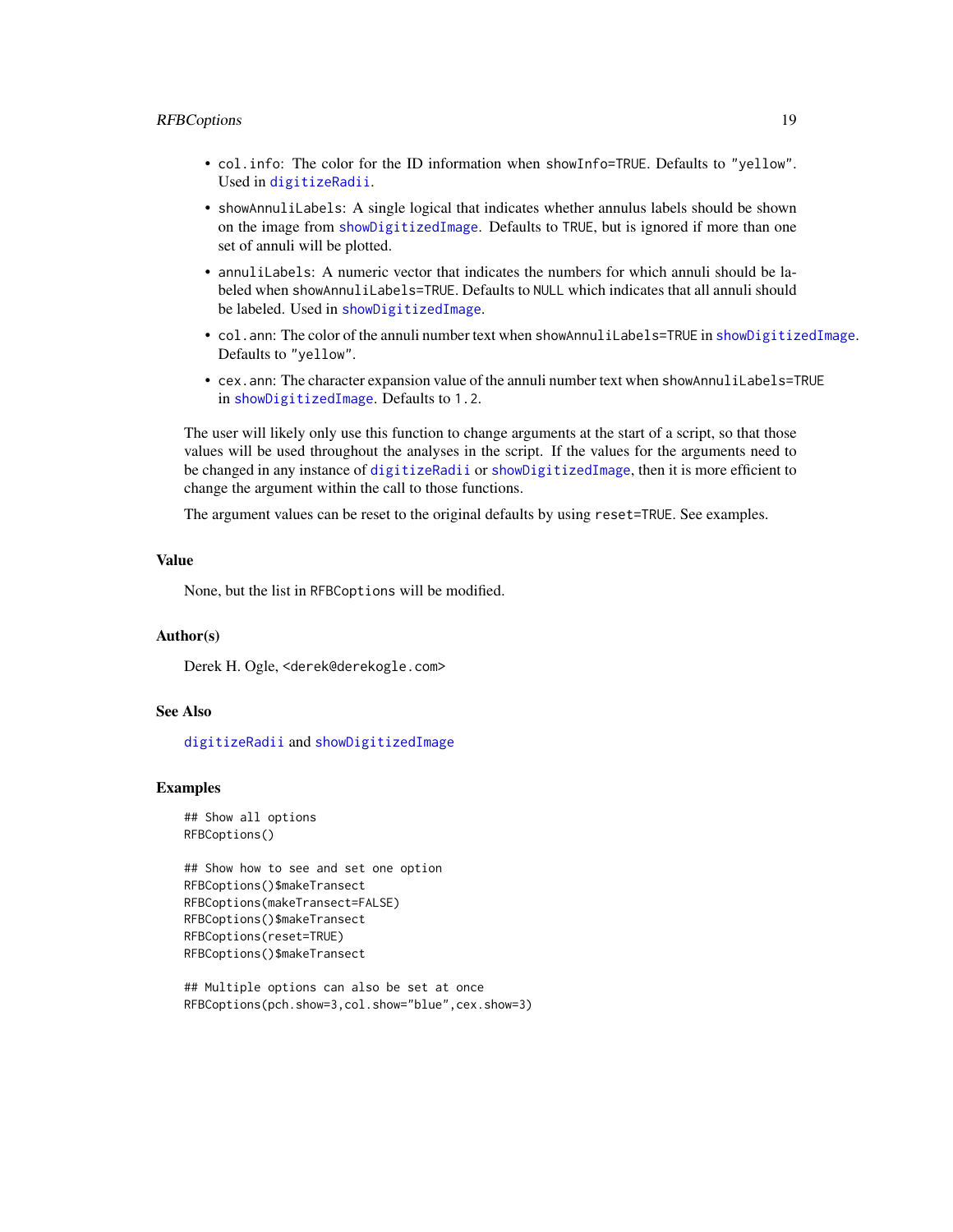- `col.info`: The color for the ID information when `showInfo=TRUE`. Defaults to `"yellow"`. Used in `digitizeRadii`.
- `showAnnuliLabels`: A single logical that indicates whether annulus labels should be shown on the image from `showDigitizedImage`. Defaults to `TRUE`, but is ignored if more than one set of annuli will be plotted.
- `annuliLabels`: A numeric vector that indicates the numbers for which annuli should be labeled when `showAnnuliLabels=TRUE`. Defaults to `NULL` which indicates that all annuli should be labeled. Used in `showDigitizedImage`.
- `col.ann`: The color of the annuli number text when `showAnnuliLabels=TRUE` in `showDigitizedImage`. Defaults to `"yellow"`.
- `cex.ann`: The character expansion value of the annuli number text when `showAnnuliLabels=TRUE` in `showDigitizedImage`. Defaults to `1.2`.

The user will likely only use this function to change arguments at the start of a script, so that those values will be used throughout the analyses in the script. If the values for the arguments need to be changed in any instance of `digitizeRadii` or `showDigitizedImage`, then it is more efficient to change the argument within the call to those functions.

The argument values can be reset to the original defaults by using `reset=TRUE`. See examples.

### Value

None, but the list in `RFBCoptions` will be modified.

### Author(s)

Derek H. Ogle, <derek@derekogle.com>

### See Also

`digitizeRadii` and `showDigitizedImage`

### Examples

```
## Show all options
RFBCoptions()

## Show how to see and set one option
RFBCoptions()$makeTransect
RFBCoptions(makeTransect=FALSE)
RFBCoptions()$makeTransect
RFBCoptions(reset=TRUE)
RFBCoptions()$makeTransect

## Multiple options can also be set at once
RFBCoptions(pch.show=3,col.show="blue",cex.show=3)
```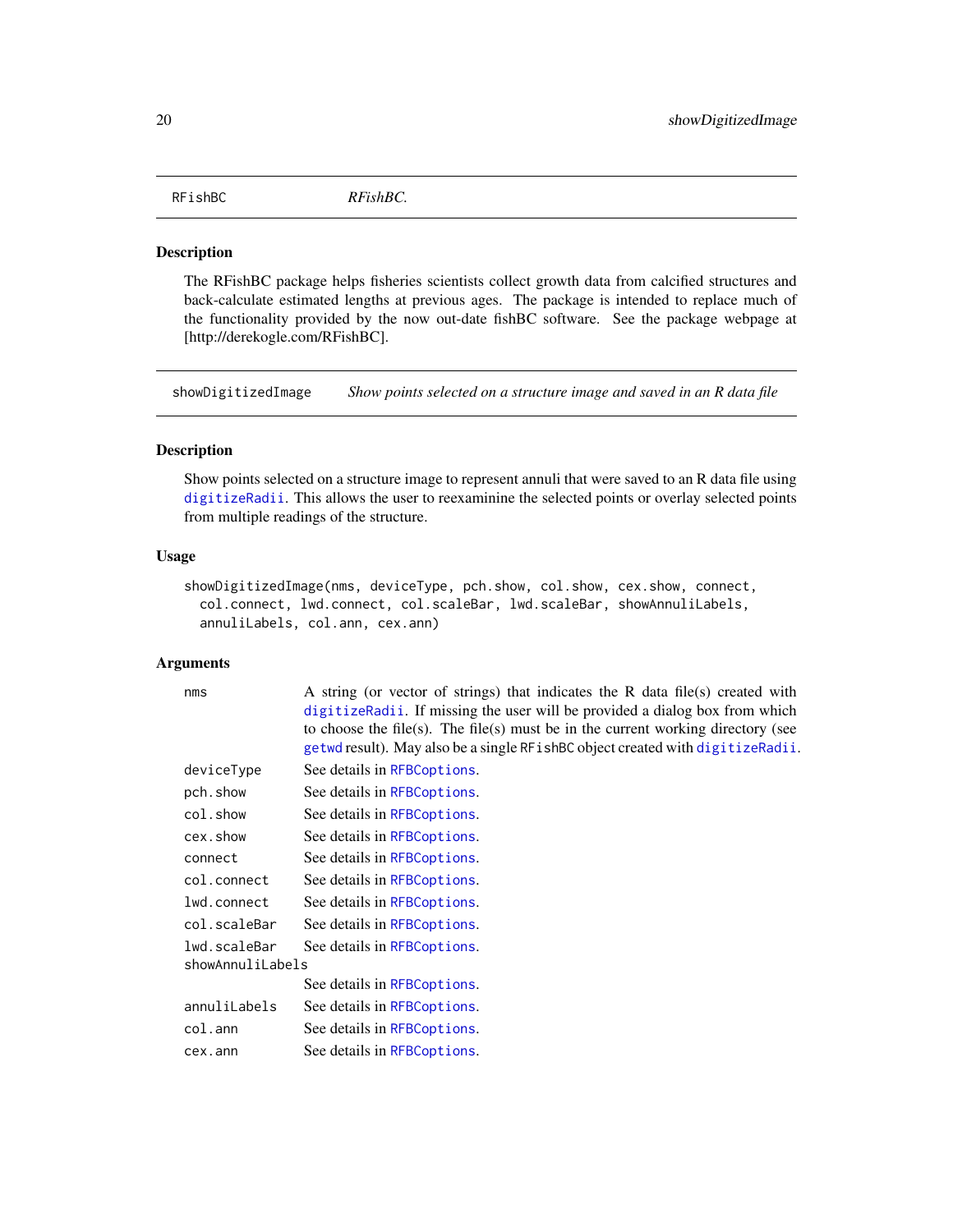## RFishBC — *RFishBC.*

### Description

The RFishBC package helps fisheries scientists collect growth data from calcified structures and back-calculate estimated lengths at previous ages. The package is intended to replace much of the functionality provided by the now out-date fishBC software. See the package webpage at [http://derekogle.com/RFishBC].

## showDigitizedImage — *Show points selected on a structure image and saved in an R data file*

### Description

Show points selected on a structure image to represent annuli that were saved to an R data file using `digitizeRadii`. This allows the user to reexaminine the selected points or overlay selected points from multiple readings of the structure.

### Usage

```
showDigitizedImage(nms, deviceType, pch.show, col.show, cex.show, connect,
  col.connect, lwd.connect, col.scaleBar, lwd.scaleBar, showAnnuliLabels,
  annuliLabels, col.ann, cex.ann)
```

### Arguments

| | |
|---|---|
| `nms` | A string (or vector of strings) that indicates the R data file(s) created with `digitizeRadii`. If missing the user will be provided a dialog box from which to choose the file(s). The file(s) must be in the current working directory (see `getwd` result). May also be a single `RFishBC` object created with `digitizeRadii`. |
| `deviceType` | See details in `RFBCoptions`. |
| `pch.show` | See details in `RFBCoptions`. |
| `col.show` | See details in `RFBCoptions`. |
| `cex.show` | See details in `RFBCoptions`. |
| `connect` | See details in `RFBCoptions`. |
| `col.connect` | See details in `RFBCoptions`. |
| `lwd.connect` | See details in `RFBCoptions`. |
| `col.scaleBar` | See details in `RFBCoptions`. |
| `lwd.scaleBar` | See details in `RFBCoptions`. |
| `showAnnuliLabels` | See details in `RFBCoptions`. |
| `annuliLabels` | See details in `RFBCoptions`. |
| `col.ann` | See details in `RFBCoptions`. |
| `cex.ann` | See details in `RFBCoptions`. |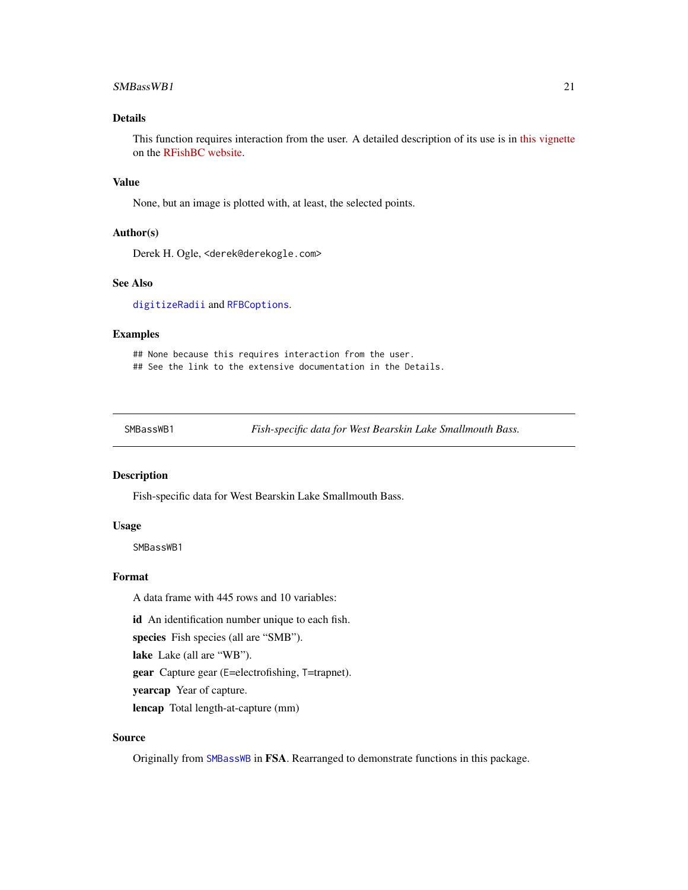## Details

This function requires interaction from the user. A detailed description of its use is in this vignette on the RFishBC website.

## Value

None, but an image is plotted with, at least, the selected points.

## Author(s)

Derek H. Ogle, <derek@derekogle.com>

## See Also

digitizeRadii and RFBCoptions.

## Examples

```
## None because this requires interaction from the user.
## See the link to the extensive documentation in the Details.
```

---

`SMBassWB1` *Fish-specific data for West Bearskin Lake Smallmouth Bass.*

---

## Description

Fish-specific data for West Bearskin Lake Smallmouth Bass.

## Usage

```
SMBassWB1
```

## Format

A data frame with 445 rows and 10 variables:

**id** An identification number unique to each fish.

**species** Fish species (all are "SMB").

**lake** Lake (all are "WB").

**gear** Capture gear (E=electrofishing, T=trapnet).

**yearcap** Year of capture.

**lencap** Total length-at-capture (mm)

## Source

Originally from SMBassWB in **FSA**. Rearranged to demonstrate functions in this package.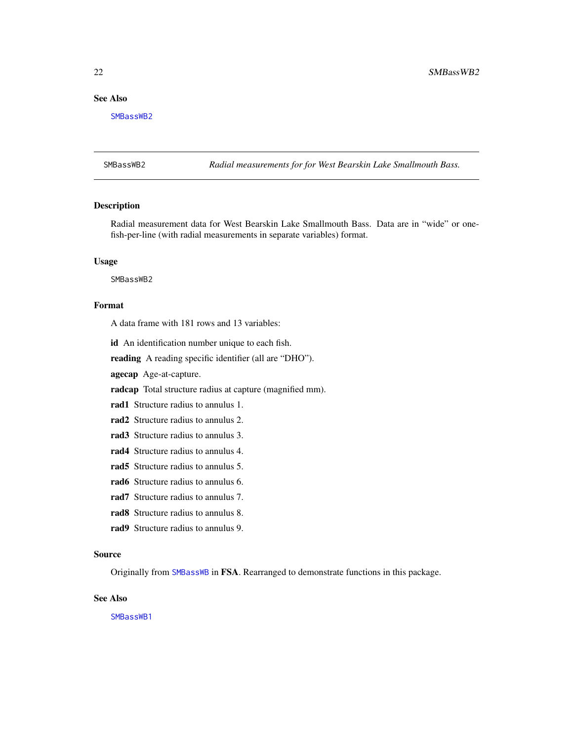### See Also

SMBassWB2

---

## SMBassWB2 — *Radial measurements for for West Bearskin Lake Smallmouth Bass.*

### Description

Radial measurement data for West Bearskin Lake Smallmouth Bass. Data are in "wide" or one-fish-per-line (with radial measurements in separate variables) format.

### Usage

```
SMBassWB2
```

### Format

A data frame with 181 rows and 13 variables:

**id** An identification number unique to each fish.

**reading** A reading specific identifier (all are "DHO").

**agecap** Age-at-capture.

**radcap** Total structure radius at capture (magnified mm).

**rad1** Structure radius to annulus 1.

**rad2** Structure radius to annulus 2.

**rad3** Structure radius to annulus 3.

**rad4** Structure radius to annulus 4.

**rad5** Structure radius to annulus 5.

**rad6** Structure radius to annulus 6.

**rad7** Structure radius to annulus 7.

**rad8** Structure radius to annulus 8.

**rad9** Structure radius to annulus 9.

### Source

Originally from SMBassWB in **FSA**. Rearranged to demonstrate functions in this package.

### See Also

SMBassWB1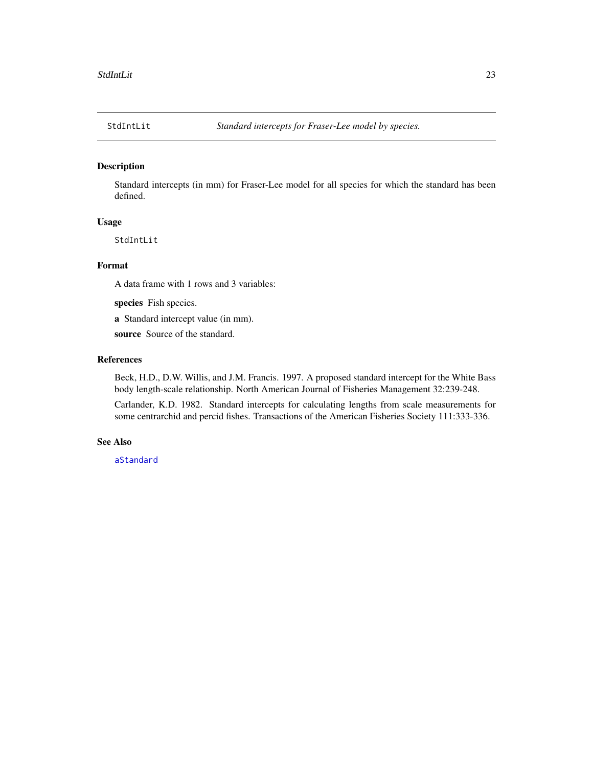## StdIntLit — *Standard intercepts for Fraser-Lee model by species.*

### Description

Standard intercepts (in mm) for Fraser-Lee model for all species for which the standard has been defined.

### Usage

```
StdIntLit
```

### Format

A data frame with 1 rows and 3 variables:

**species** Fish species.

**a** Standard intercept value (in mm).

**source** Source of the standard.

### References

Beck, H.D., D.W. Willis, and J.M. Francis. 1997. A proposed standard intercept for the White Bass body length-scale relationship. North American Journal of Fisheries Management 32:239-248.

Carlander, K.D. 1982. Standard intercepts for calculating lengths from scale measurements for some centrarchid and percid fishes. Transactions of the American Fisheries Society 111:333-336.

### See Also

aStandard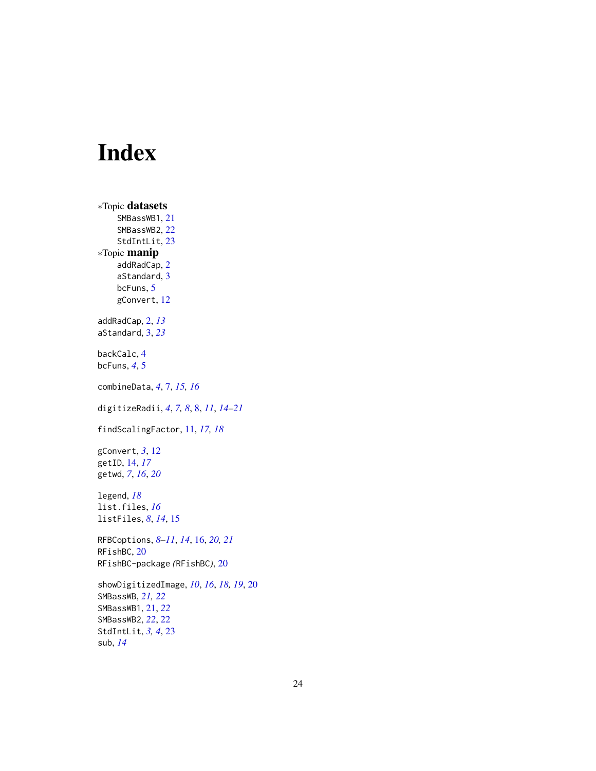# Index

*Topic **datasets**
  SMBassWB1, 21
  SMBassWB2, 22
  StdIntLit, 23
*Topic **manip**
  addRadCap, 2
  aStandard, 3
  bcFuns, 5
  gConvert, 12

addRadCap, 2, *13*
aStandard, 3, *23*

backCalc, 4
bcFuns, *4*, 5

combineData, *4*, 7, *15, 16*

digitizeRadii, *4*, *7, 8*, 8, *11*, *14–21*

findScalingFactor, 11, *17, 18*

gConvert, *3*, 12
getID, 14, *17*
getwd, *7*, *16*, *20*

legend, *18*
list.files, *16*
listFiles, *8*, *14*, 15

RFBCoptions, *8–11*, *14*, 16, *20, 21*
RFishBC, 20
RFishBC-package *(*RFishBC*)*, 20

showDigitizedImage, *10*, *16*, *18, 19*, 20
SMBassWB, *21, 22*
SMBassWB1, 21, *22*
SMBassWB2, *22*, 22
StdIntLit, *3, 4*, 23
sub, *14*